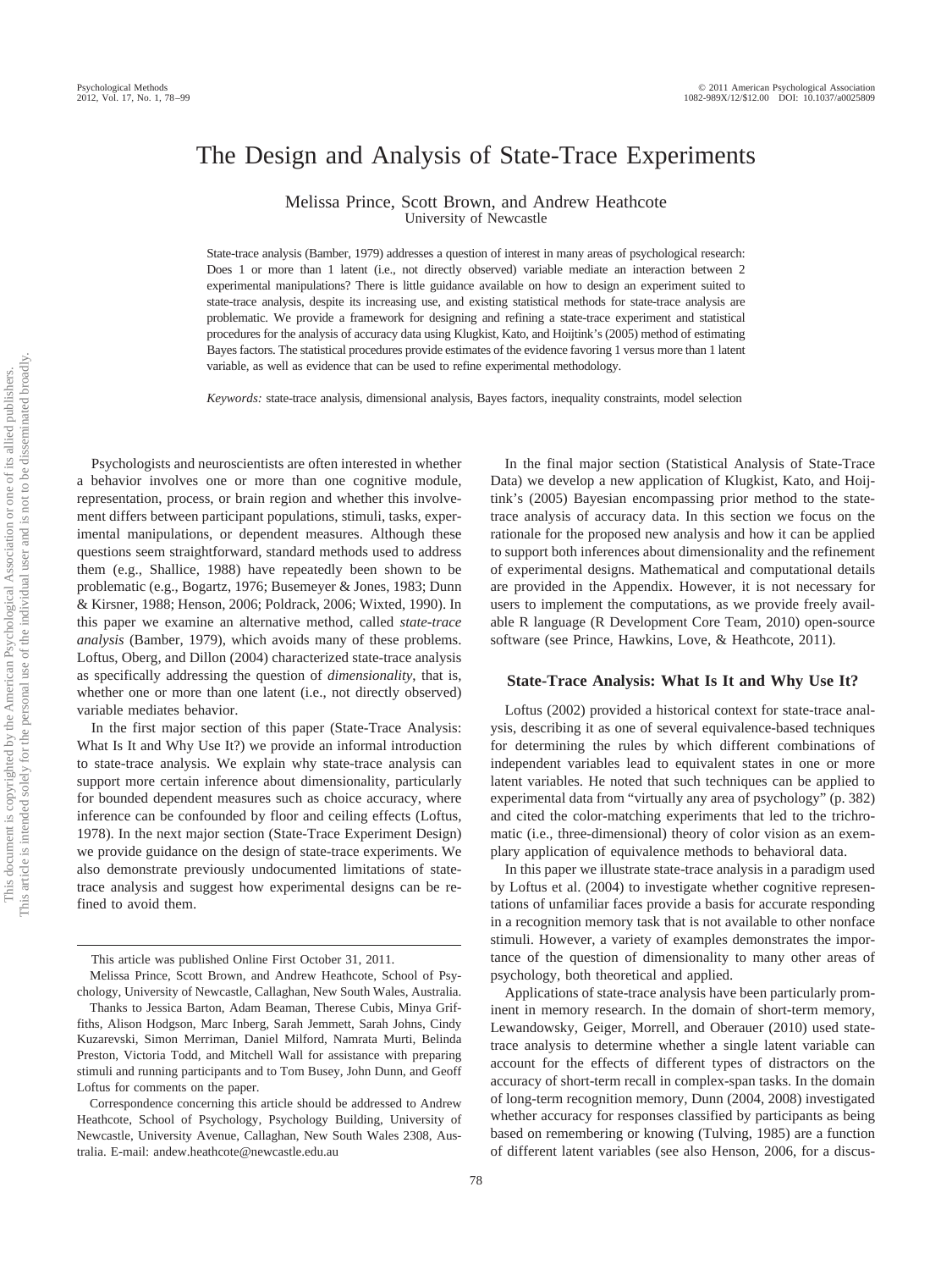# The Design and Analysis of State-Trace Experiments

Melissa Prince, Scott Brown, and Andrew Heathcote
University of Newcastle

State-trace analysis (Bamber, 1979) addresses a question of interest in many areas of psychological research: Does 1 or more than 1 latent (i.e., not directly observed) variable mediate an interaction between 2 experimental manipulations? There is little guidance available on how to design an experiment suited to state-trace analysis, despite its increasing use, and existing statistical methods for state-trace analysis are problematic. We provide a framework for designing and refining a state-trace experiment and statistical procedures for the analysis of accuracy data using Klugkist, Kato, and Hoijtink's (2005) method of estimating Bayes factors. The statistical procedures provide estimates of the evidence favoring 1 versus more than 1 latent variable, as well as evidence that can be used to refine experimental methodology.

*Keywords:* state-trace analysis, dimensional analysis, Bayes factors, inequality constraints, model selection

Psychologists and neuroscientists are often interested in whether a behavior involves one or more than one cognitive module, representation, process, or brain region and whether this involvement differs between participant populations, stimuli, tasks, experimental manipulations, or dependent measures. Although these questions seem straightforward, standard methods used to address them (e.g., Shallice, 1988) have repeatedly been shown to be problematic (e.g., Bogartz, 1976; Busemeyer & Jones, 1983; Dunn & Kirsner, 1988; Henson, 2006; Poldrack, 2006; Wixted, 1990). In this paper we examine an alternative method, called *state-trace analysis* (Bamber, 1979), which avoids many of these problems. Loftus, Oberg, and Dillon (2004) characterized state-trace analysis as specifically addressing the question of *dimensionality*, that is, whether one or more than one latent (i.e., not directly observed) variable mediates behavior.

In the first major section of this paper (State-Trace Analysis: What Is It and Why Use It?) we provide an informal introduction to state-trace analysis. We explain why state-trace analysis can support more certain inference about dimensionality, particularly for bounded dependent measures such as choice accuracy, where inference can be confounded by floor and ceiling effects (Loftus, 1978). In the next major section (State-Trace Experiment Design) we provide guidance on the design of state-trace experiments. We also demonstrate previously undocumented limitations of state-trace analysis and suggest how experimental designs can be refined to avoid them.

In the final major section (Statistical Analysis of State-Trace Data) we develop a new application of Klugkist, Kato, and Hoijtink's (2005) Bayesian encompassing prior method to the state-trace analysis of accuracy data. In this section we focus on the rationale for the proposed new analysis and how it can be applied to support both inferences about dimensionality and the refinement of experimental designs. Mathematical and computational details are provided in the Appendix. However, it is not necessary for users to implement the computations, as we provide freely available R language (R Development Core Team, 2010) open-source software (see Prince, Hawkins, Love, & Heathcote, 2011).

## State-Trace Analysis: What Is It and Why Use It?

Loftus (2002) provided a historical context for state-trace analysis, describing it as one of several equivalence-based techniques for determining the rules by which different combinations of independent variables lead to equivalent states in one or more latent variables. He noted that such techniques can be applied to experimental data from "virtually any area of psychology" (p. 382) and cited the color-matching experiments that led to the trichromatic (i.e., three-dimensional) theory of color vision as an exemplary application of equivalence methods to behavioral data.

In this paper we illustrate state-trace analysis in a paradigm used by Loftus et al. (2004) to investigate whether cognitive representations of unfamiliar faces provide a basis for accurate responding in a recognition memory task that is not available to other nonface stimuli. However, a variety of examples demonstrates the importance of the question of dimensionality to many other areas of psychology, both theoretical and applied.

Applications of state-trace analysis have been particularly prominent in memory research. In the domain of short-term memory, Lewandowsky, Geiger, Morrell, and Oberauer (2010) used state-trace analysis to determine whether a single latent variable can account for the effects of different types of distractors on the accuracy of short-term recall in complex-span tasks. In the domain of long-term recognition memory, Dunn (2004, 2008) investigated whether accuracy for responses classified by participants as being based on remembering or knowing (Tulving, 1985) are a function of different latent variables (see also Henson, 2006, for a discus-

---

This article was published Online First October 31, 2011.

Melissa Prince, Scott Brown, and Andrew Heathcote, School of Psychology, University of Newcastle, Callaghan, New South Wales, Australia.

Thanks to Jessica Barton, Adam Beaman, Therese Cubis, Minya Griffiths, Alison Hodgson, Marc Inberg, Sarah Jemmett, Sarah Johns, Cindy Kuzarevski, Simon Merriman, Daniel Milford, Namrata Murti, Belinda Preston, Victoria Todd, and Mitchell Wall for assistance with preparing stimuli and running participants and to Tom Busey, John Dunn, and Geoff Loftus for comments on the paper.

Correspondence concerning this article should be addressed to Andrew Heathcote, School of Psychology, Psychology Building, University of Newcastle, University Avenue, Callaghan, New South Wales 2308, Australia. E-mail: andew.heathcote@newcastle.edu.au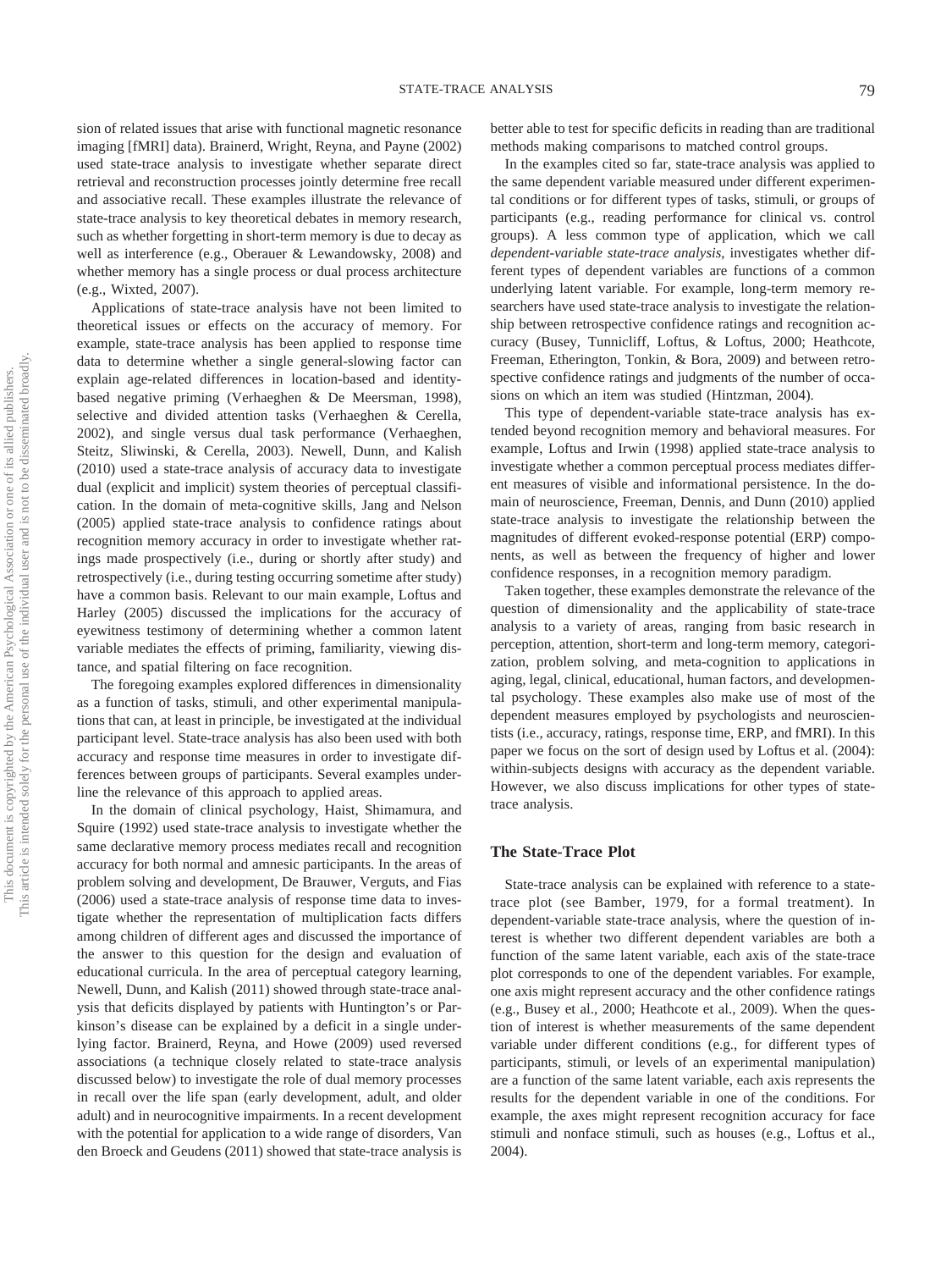sion of related issues that arise with functional magnetic resonance imaging [fMRI] data). Brainerd, Wright, Reyna, and Payne (2002) used state-trace analysis to investigate whether separate direct retrieval and reconstruction processes jointly determine free recall and associative recall. These examples illustrate the relevance of state-trace analysis to key theoretical debates in memory research, such as whether forgetting in short-term memory is due to decay as well as interference (e.g., Oberauer & Lewandowsky, 2008) and whether memory has a single process or dual process architecture (e.g., Wixted, 2007).

Applications of state-trace analysis have not been limited to theoretical issues or effects on the accuracy of memory. For example, state-trace analysis has been applied to response time data to determine whether a single general-slowing factor can explain age-related differences in location-based and identity-based negative priming (Verhaeghen & De Meersman, 1998), selective and divided attention tasks (Verhaeghen & Cerella, 2002), and single versus dual task performance (Verhaeghen, Steitz, Sliwinski, & Cerella, 2003). Newell, Dunn, and Kalish (2010) used a state-trace analysis of accuracy data to investigate dual (explicit and implicit) system theories of perceptual classification. In the domain of meta-cognitive skills, Jang and Nelson (2005) applied state-trace analysis to confidence ratings about recognition memory accuracy in order to investigate whether ratings made prospectively (i.e., during or shortly after study) and retrospectively (i.e., during testing occurring sometime after study) have a common basis. Relevant to our main example, Loftus and Harley (2005) discussed the implications for the accuracy of eyewitness testimony of determining whether a common latent variable mediates the effects of priming, familiarity, viewing distance, and spatial filtering on face recognition.

The foregoing examples explored differences in dimensionality as a function of tasks, stimuli, and other experimental manipulations that can, at least in principle, be investigated at the individual participant level. State-trace analysis has also been used with both accuracy and response time measures in order to investigate differences between groups of participants. Several examples underline the relevance of this approach to applied areas.

In the domain of clinical psychology, Haist, Shimamura, and Squire (1992) used state-trace analysis to investigate whether the same declarative memory process mediates recall and recognition accuracy for both normal and amnesic participants. In the areas of problem solving and development, De Brauwer, Verguts, and Fias (2006) used a state-trace analysis of response time data to investigate whether the representation of multiplication facts differs among children of different ages and discussed the importance of the answer to this question for the design and evaluation of educational curricula. In the area of perceptual category learning, Newell, Dunn, and Kalish (2011) showed through state-trace analysis that deficits displayed by patients with Huntington's or Parkinson's disease can be explained by a deficit in a single underlying factor. Brainerd, Reyna, and Howe (2009) used reversed associations (a technique closely related to state-trace analysis discussed below) to investigate the role of dual memory processes in recall over the life span (early development, adult, and older adult) and in neurocognitive impairments. In a recent development with the potential for application to a wide range of disorders, Van den Broeck and Geudens (2011) showed that state-trace analysis is better able to test for specific deficits in reading than are traditional methods making comparisons to matched control groups.

In the examples cited so far, state-trace analysis was applied to the same dependent variable measured under different experimental conditions or for different types of tasks, stimuli, or groups of participants (e.g., reading performance for clinical vs. control groups). A less common type of application, which we call *dependent-variable state-trace analysis*, investigates whether different types of dependent variables are functions of a common underlying latent variable. For example, long-term memory researchers have used state-trace analysis to investigate the relationship between retrospective confidence ratings and recognition accuracy (Busey, Tunnicliff, Loftus, & Loftus, 2000; Heathcote, Freeman, Etherington, Tonkin, & Bora, 2009) and between retrospective confidence ratings and judgments of the number of occasions on which an item was studied (Hintzman, 2004).

This type of dependent-variable state-trace analysis has extended beyond recognition memory and behavioral measures. For example, Loftus and Irwin (1998) applied state-trace analysis to investigate whether a common perceptual process mediates different measures of visible and informational persistence. In the domain of neuroscience, Freeman, Dennis, and Dunn (2010) applied state-trace analysis to investigate the relationship between the magnitudes of different evoked-response potential (ERP) components, as well as between the frequency of higher and lower confidence responses, in a recognition memory paradigm.

Taken together, these examples demonstrate the relevance of the question of dimensionality and the applicability of state-trace analysis to a variety of areas, ranging from basic research in perception, attention, short-term and long-term memory, categorization, problem solving, and meta-cognition to applications in aging, legal, clinical, educational, human factors, and developmental psychology. These examples also make use of most of the dependent measures employed by psychologists and neuroscientists (i.e., accuracy, ratings, response time, ERP, and fMRI). In this paper we focus on the sort of design used by Loftus et al. (2004): within-subjects designs with accuracy as the dependent variable. However, we also discuss implications for other types of state-trace analysis.

## The State-Trace Plot

State-trace analysis can be explained with reference to a state-trace plot (see Bamber, 1979, for a formal treatment). In dependent-variable state-trace analysis, where the question of interest is whether two different dependent variables are both a function of the same latent variable, each axis of the state-trace plot corresponds to one of the dependent variables. For example, one axis might represent accuracy and the other confidence ratings (e.g., Busey et al., 2000; Heathcote et al., 2009). When the question of interest is whether measurements of the same dependent variable under different conditions (e.g., for different types of participants, stimuli, or levels of an experimental manipulation) are a function of the same latent variable, each axis represents the results for the dependent variable in one of the conditions. For example, the axes might represent recognition accuracy for face stimuli and nonface stimuli, such as houses (e.g., Loftus et al., 2004).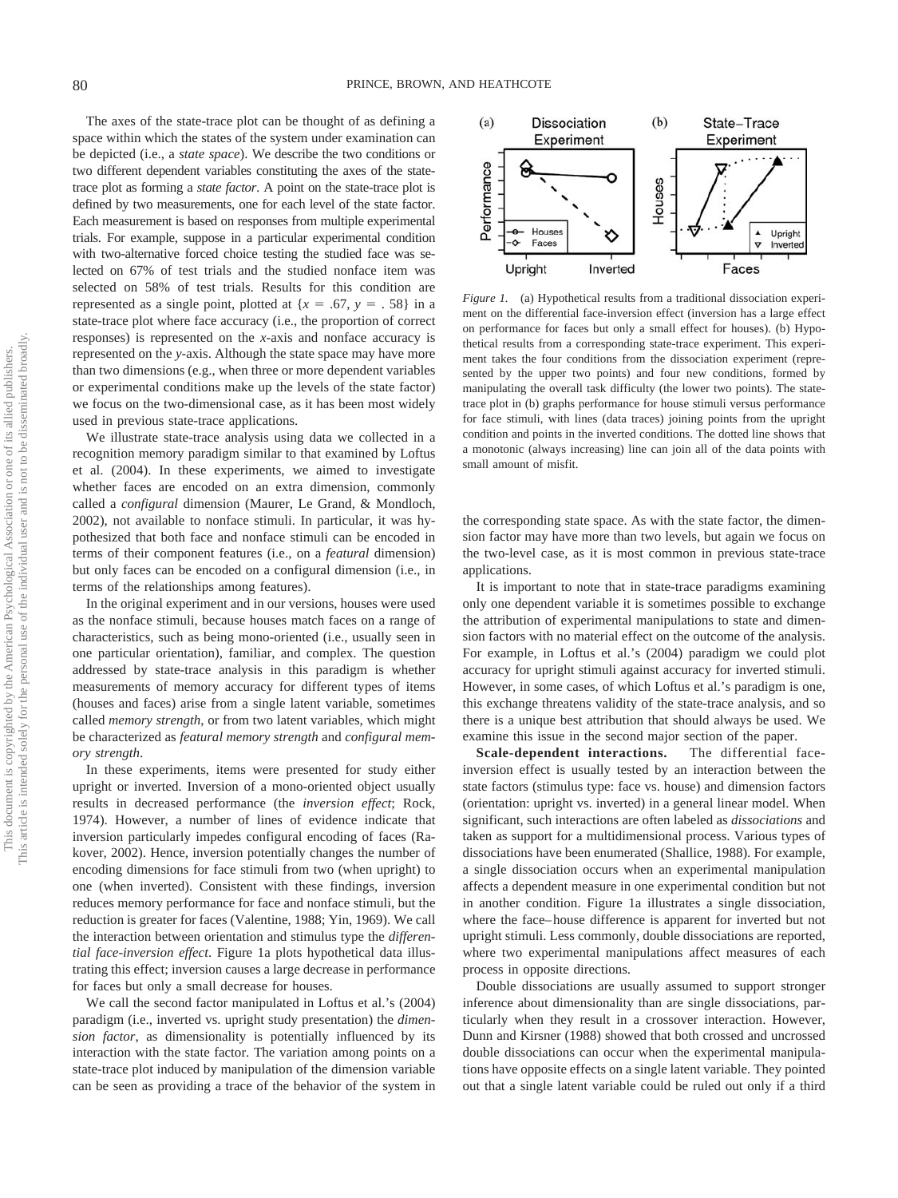The axes of the state-trace plot can be thought of as defining a space within which the states of the system under examination can be depicted (i.e., a *state space*). We describe the two conditions or two different dependent variables constituting the axes of the state-trace plot as forming a *state factor*. A point on the state-trace plot is defined by two measurements, one for each level of the state factor. Each measurement is based on responses from multiple experimental trials. For example, suppose in a particular experimental condition with two-alternative forced choice testing the studied face was selected on 67% of test trials and the studied nonface item was selected on 58% of test trials. Results for this condition are represented as a single point, plotted at $\{x = .67, y = .58\}$ in a state-trace plot where face accuracy (i.e., the proportion of correct responses) is represented on the *x*-axis and nonface accuracy is represented on the *y*-axis. Although the state space may have more than two dimensions (e.g., when three or more dependent variables or experimental conditions make up the levels of the state factor) we focus on the two-dimensional case, as it has been most widely used in previous state-trace applications.

We illustrate state-trace analysis using data we collected in a recognition memory paradigm similar to that examined by Loftus et al. (2004). In these experiments, we aimed to investigate whether faces are encoded on an extra dimension, commonly called a *configural* dimension (Maurer, Le Grand, & Mondloch, 2002), not available to nonface stimuli. In particular, it was hypothesized that both face and nonface stimuli can be encoded in terms of their component features (i.e., on a *featural* dimension) but only faces can be encoded on a configural dimension (i.e., in terms of the relationships among features).

In the original experiment and in our versions, houses were used as the nonface stimuli, because houses match faces on a range of characteristics, such as being mono-oriented (i.e., usually seen in one particular orientation), familiar, and complex. The question addressed by state-trace analysis in this paradigm is whether measurements of memory accuracy for different types of items (houses and faces) arise from a single latent variable, sometimes called *memory strength*, or from two latent variables, which might be characterized as *featural memory strength* and *configural memory strength*.

In these experiments, items were presented for study either upright or inverted. Inversion of a mono-oriented object usually results in decreased performance (the *inversion effect*; Rock, 1974). However, a number of lines of evidence indicate that inversion particularly impedes configural encoding of faces (Rakover, 2002). Hence, inversion potentially changes the number of encoding dimensions for face stimuli from two (when upright) to one (when inverted). Consistent with these findings, inversion reduces memory performance for face and nonface stimuli, but the reduction is greater for faces (Valentine, 1988; Yin, 1969). We call the interaction between orientation and stimulus type the *differential face-inversion effect*. Figure 1a plots hypothetical data illustrating this effect; inversion causes a large decrease in performance for faces but only a small decrease for houses.

We call the second factor manipulated in Loftus et al.'s (2004) paradigm (i.e., inverted vs. upright study presentation) the *dimension factor*, as dimensionality is potentially influenced by its interaction with the state factor. The variation among points on a state-trace plot induced by manipulation of the dimension variable can be seen as providing a trace of the behavior of the system in the corresponding state space. As with the state factor, the dimension factor may have more than two levels, but again we focus on the two-level case, as it is most common in previous state-trace applications.

(a) Dissociation Experiment
Performance
Houses
Faces
Upright
Inverted

(b) State−Trace Experiment
Houses
Faces
Upright
Inverted

*Figure 1.* (a) Hypothetical results from a traditional dissociation experiment on the differential face-inversion effect (inversion has a large effect on performance for faces but only a small effect for houses). (b) Hypothetical results from a corresponding state-trace experiment. This experiment takes the four conditions from the dissociation experiment (represented by the upper two points) and four new conditions, formed by manipulating the overall task difficulty (the lower two points). The state-trace plot in (b) graphs performance for house stimuli versus performance for face stimuli, with lines (data traces) joining points from the upright condition and points in the inverted conditions. The dotted line shows that a monotonic (always increasing) line can join all of the data points with small amount of misfit.

It is important to note that in state-trace paradigms examining only one dependent variable it is sometimes possible to exchange the attribution of experimental manipulations to state and dimension factors with no material effect on the outcome of the analysis. For example, in Loftus et al.'s (2004) paradigm we could plot accuracy for upright stimuli against accuracy for inverted stimuli. However, in some cases, of which Loftus et al.'s paradigm is one, this exchange threatens validity of the state-trace analysis, and so there is a unique best attribution that should always be used. We examine this issue in the second major section of the paper.

**Scale-dependent interactions.** The differential face-inversion effect is usually tested by an interaction between the state factors (stimulus type: face vs. house) and dimension factors (orientation: upright vs. inverted) in a general linear model. When significant, such interactions are often labeled as *dissociations* and taken as support for a multidimensional process. Various types of dissociations have been enumerated (Shallice, 1988). For example, a single dissociation occurs when an experimental manipulation affects a dependent measure in one experimental condition but not in another condition. Figure 1a illustrates a single dissociation, where the face–house difference is apparent for inverted but not upright stimuli. Less commonly, double dissociations are reported, where two experimental manipulations affect measures of each process in opposite directions.

Double dissociations are usually assumed to support stronger inference about dimensionality than are single dissociations, particularly when they result in a crossover interaction. However, Dunn and Kirsner (1988) showed that both crossed and uncrossed double dissociations can occur when the experimental manipulations have opposite effects on a single latent variable. They pointed out that a single latent variable could be ruled out only if a third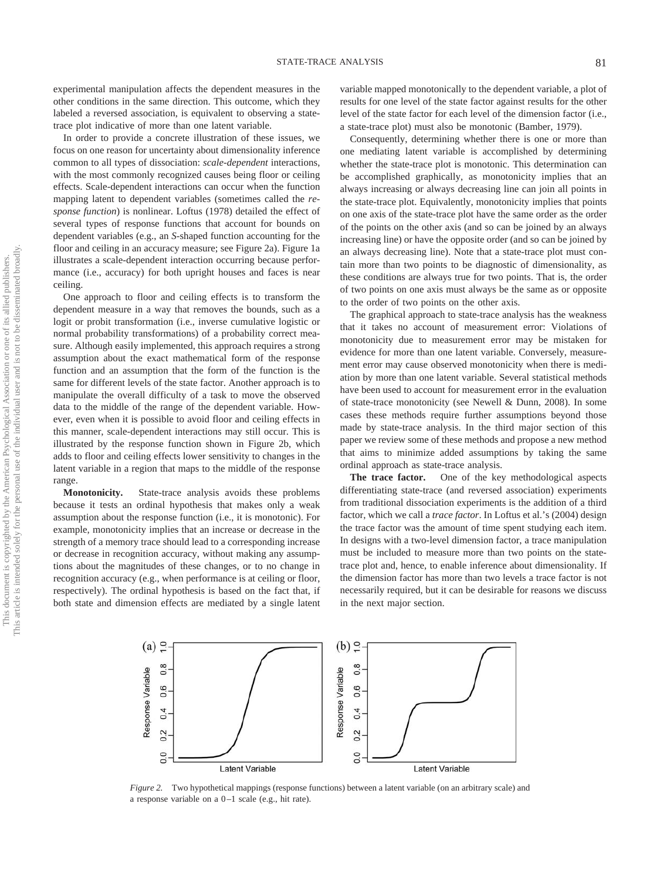experimental manipulation affects the dependent measures in the other conditions in the same direction. This outcome, which they labeled a reversed association, is equivalent to observing a state-trace plot indicative of more than one latent variable.

In order to provide a concrete illustration of these issues, we focus on one reason for uncertainty about dimensionality inference common to all types of dissociation: *scale-dependent* interactions, with the most commonly recognized causes being floor or ceiling effects. Scale-dependent interactions can occur when the function mapping latent to dependent variables (sometimes called the *response function*) is nonlinear. Loftus (1978) detailed the effect of several types of response functions that account for bounds on dependent variables (e.g., an *S*-shaped function accounting for the floor and ceiling in an accuracy measure; see Figure 2a). Figure 1a illustrates a scale-dependent interaction occurring because performance (i.e., accuracy) for both upright houses and faces is near ceiling.

One approach to floor and ceiling effects is to transform the dependent measure in a way that removes the bounds, such as a logit or probit transformation (i.e., inverse cumulative logistic or normal probability transformations) of a probability correct measure. Although easily implemented, this approach requires a strong assumption about the exact mathematical form of the response function and an assumption that the form of the function is the same for different levels of the state factor. Another approach is to manipulate the overall difficulty of a task to move the observed data to the middle of the range of the dependent variable. However, even when it is possible to avoid floor and ceiling effects in this manner, scale-dependent interactions may still occur. This is illustrated by the response function shown in Figure 2b, which adds to floor and ceiling effects lower sensitivity to changes in the latent variable in a region that maps to the middle of the response range.

**Monotonicity.** State-trace analysis avoids these problems because it tests an ordinal hypothesis that makes only a weak assumption about the response function (i.e., it is monotonic). For example, monotonicity implies that an increase or decrease in the strength of a memory trace should lead to a corresponding increase or decrease in recognition accuracy, without making any assumptions about the magnitudes of these changes, or to no change in recognition accuracy (e.g., when performance is at ceiling or floor, respectively). The ordinal hypothesis is based on the fact that, if both state and dimension effects are mediated by a single latent variable mapped monotonically to the dependent variable, a plot of results for one level of the state factor against results for the other level of the state factor for each level of the dimension factor (i.e., a state-trace plot) must also be monotonic (Bamber, 1979).

Consequently, determining whether there is one or more than one mediating latent variable is accomplished by determining whether the state-trace plot is monotonic. This determination can be accomplished graphically, as monotonicity implies that an always increasing or always decreasing line can join all points in the state-trace plot. Equivalently, monotonicity implies that points on one axis of the state-trace plot have the same order as the order of the points on the other axis (and so can be joined by an always increasing line) or have the opposite order (and so can be joined by an always decreasing line). Note that a state-trace plot must contain more than two points to be diagnostic of dimensionality, as these conditions are always true for two points. That is, the order of two points on one axis must always be the same as or opposite to the order of two points on the other axis.

The graphical approach to state-trace analysis has the weakness that it takes no account of measurement error: Violations of monotonicity due to measurement error may be mistaken for evidence for more than one latent variable. Conversely, measurement error may cause observed monotonicity when there is mediation by more than one latent variable. Several statistical methods have been used to account for measurement error in the evaluation of state-trace monotonicity (see Newell & Dunn, 2008). In some cases these methods require further assumptions beyond those made by state-trace analysis. In the third major section of this paper we review some of these methods and propose a new method that aims to minimize added assumptions by taking the same ordinal approach as state-trace analysis.

**The trace factor.** One of the key methodological aspects differentiating state-trace (and reversed association) experiments from traditional dissociation experiments is the addition of a third factor, which we call a *trace factor*. In Loftus et al.'s (2004) design the trace factor was the amount of time spent studying each item. In designs with a two-level dimension factor, a trace manipulation must be included to measure more than two points on the state-trace plot and, hence, to enable inference about dimensionality. If the dimension factor has more than two levels a trace factor is not necessarily required, but it can be desirable for reasons we discuss in the next major section.

(a)
Response Variable
0.0
0.2
0.4
0.6
0.8
1.0
Latent Variable

(b)
Response Variable
0.0
0.2
0.4
0.6
0.8
1.0
Latent Variable

*Figure 2.* Two hypothetical mappings (response functions) between a latent variable (on an arbitrary scale) and a response variable on a 0–1 scale (e.g., hit rate).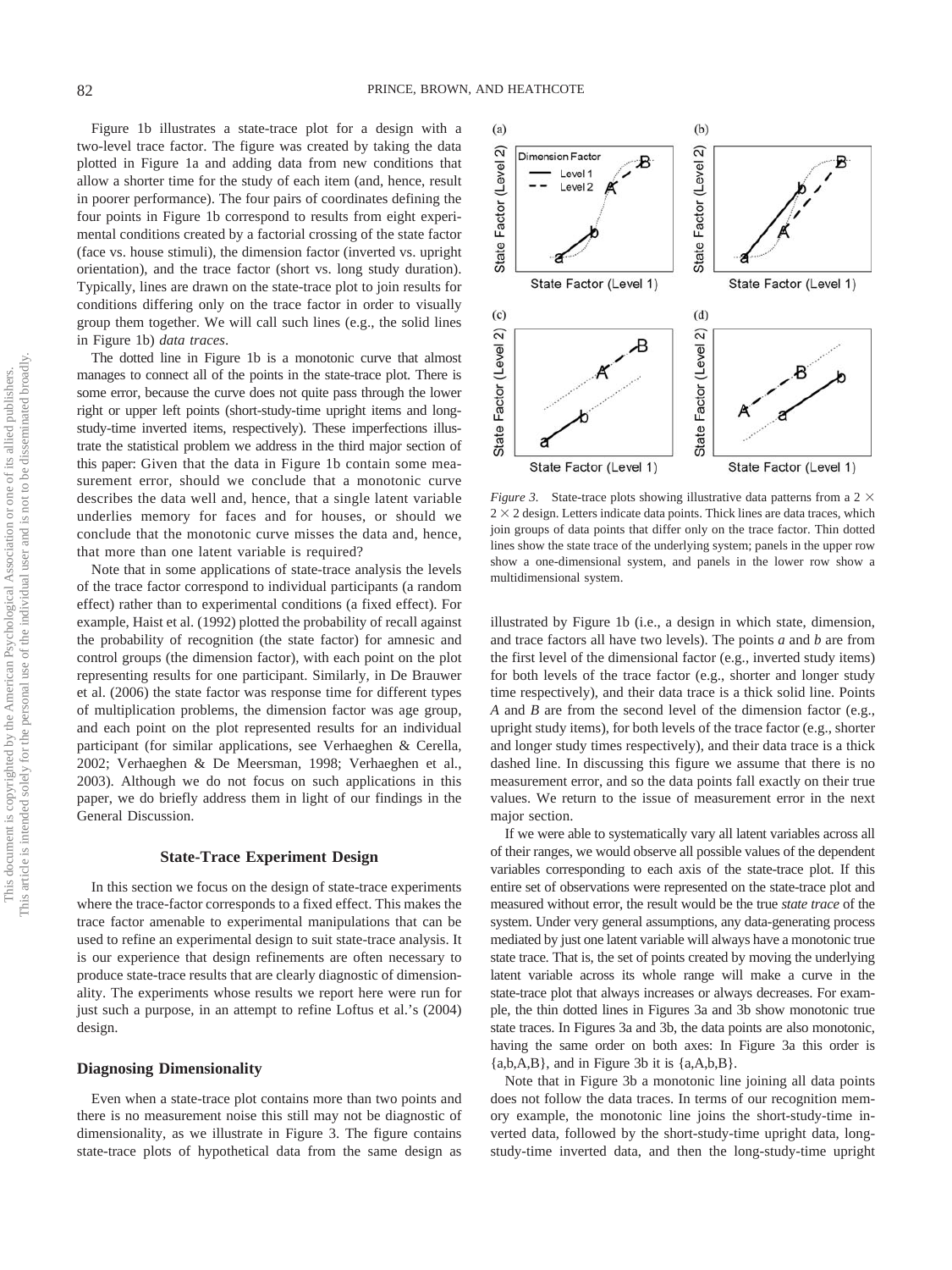Figure 1b illustrates a state-trace plot for a design with a two-level trace factor. The figure was created by taking the data plotted in Figure 1a and adding data from new conditions that allow a shorter time for the study of each item (and, hence, result in poorer performance). The four pairs of coordinates defining the four points in Figure 1b correspond to results from eight experimental conditions created by a factorial crossing of the state factor (face vs. house stimuli), the dimension factor (inverted vs. upright orientation), and the trace factor (short vs. long study duration). Typically, lines are drawn on the state-trace plot to join results for conditions differing only on the trace factor in order to visually group them together. We will call such lines (e.g., the solid lines in Figure 1b) *data traces*.

The dotted line in Figure 1b is a monotonic curve that almost manages to connect all of the points in the state-trace plot. There is some error, because the curve does not quite pass through the lower right or upper left points (short-study-time upright items and long-study-time inverted items, respectively). These imperfections illustrate the statistical problem we address in the third major section of this paper: Given that the data in Figure 1b contain some measurement error, should we conclude that a monotonic curve describes the data well and, hence, that a single latent variable underlies memory for faces and for houses, or should we conclude that the monotonic curve misses the data and, hence, that more than one latent variable is required?

Note that in some applications of state-trace analysis the levels of the trace factor correspond to individual participants (a random effect) rather than to experimental conditions (a fixed effect). For example, Haist et al. (1992) plotted the probability of recall against the probability of recognition (the state factor) for amnesic and control groups (the dimension factor), with each point on the plot representing results for one participant. Similarly, in De Brauwer et al. (2006) the state factor was response time for different types of multiplication problems, the dimension factor was age group, and each point on the plot represented results for an individual participant (for similar applications, see Verhaeghen & Cerella, 2002; Verhaeghen & De Meersman, 1998; Verhaeghen et al., 2003). Although we do not focus on such applications in this paper, we do briefly address them in light of our findings in the General Discussion.

## State-Trace Experiment Design

In this section we focus on the design of state-trace experiments where the trace-factor corresponds to a fixed effect. This makes the trace factor amenable to experimental manipulations that can be used to refine an experimental design to suit state-trace analysis. It is our experience that design refinements are often necessary to produce state-trace results that are clearly diagnostic of dimensionality. The experiments whose results we report here were run for just such a purpose, in an attempt to refine Loftus et al.'s (2004) design.

### Diagnosing Dimensionality

Even when a state-trace plot contains more than two points and there is no measurement noise this still may not be diagnostic of dimensionality, as we illustrate in Figure 3. The figure contains state-trace plots of hypothetical data from the same design as illustrated by Figure 1b (i.e., a design in which state, dimension, and trace factors all have two levels). The points *a* and *b* are from the first level of the dimensional factor (e.g., inverted study items) for both levels of the trace factor (e.g., shorter and longer study time respectively), and their data trace is a thick solid line. Points *A* and *B* are from the second level of the dimension factor (e.g., upright study items), for both levels of the trace factor (e.g., shorter and longer study times respectively), and their data trace is a thick dashed line. In discussing this figure we assume that there is no measurement error, and so the data points fall exactly on their true values. We return to the issue of measurement error in the next major section.

*Figure 3.* State-trace plots showing illustrative data patterns from a 2 × 2 × 2 design. Letters indicate data points. Thick lines are data traces, which join groups of data points that differ only on the trace factor. Thin dotted lines show the state trace of the underlying system; panels in the upper row show a one-dimensional system, and panels in the lower row show a multidimensional system.

If we were able to systematically vary all latent variables across all of their ranges, we would observe all possible values of the dependent variables corresponding to each axis of the state-trace plot. If this entire set of observations were represented on the state-trace plot and measured without error, the result would be the true *state trace* of the system. Under very general assumptions, any data-generating process mediated by just one latent variable will always have a monotonic true state trace. That is, the set of points created by moving the underlying latent variable across its whole range will make a curve in the state-trace plot that always increases or always decreases. For example, the thin dotted lines in Figures 3a and 3b show monotonic true state traces. In Figures 3a and 3b, the data points are also monotonic, having the same order on both axes: In Figure 3a this order is {a,b,A,B}, and in Figure 3b it is {a,A,b,B}.

Note that in Figure 3b a monotonic line joining all data points does not follow the data traces. In terms of our recognition memory example, the monotonic line joins the short-study-time inverted data, followed by the short-study-time upright data, long-study-time inverted data, and then the long-study-time upright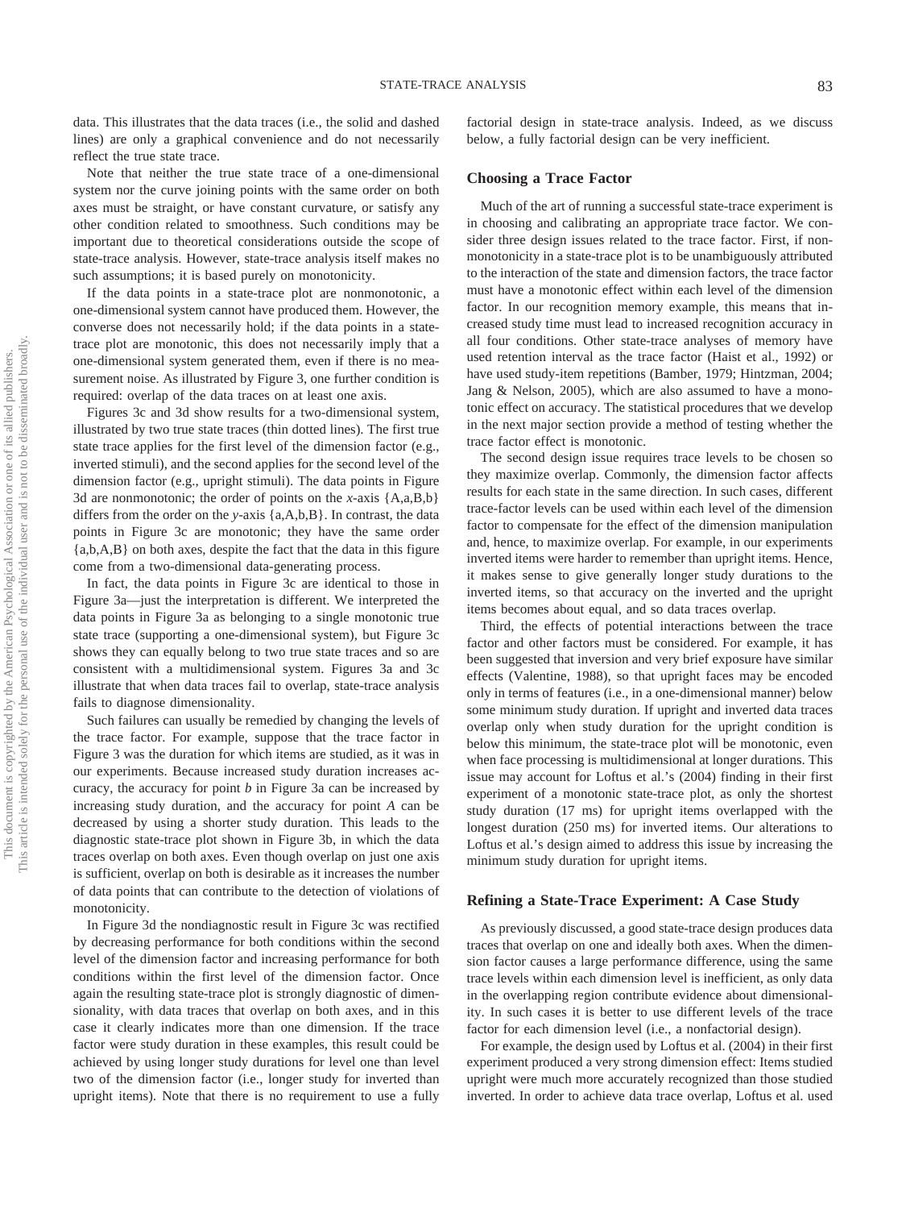data. This illustrates that the data traces (i.e., the solid and dashed lines) are only a graphical convenience and do not necessarily reflect the true state trace.

Note that neither the true state trace of a one-dimensional system nor the curve joining points with the same order on both axes must be straight, or have constant curvature, or satisfy any other condition related to smoothness. Such conditions may be important due to theoretical considerations outside the scope of state-trace analysis. However, state-trace analysis itself makes no such assumptions; it is based purely on monotonicity.

If the data points in a state-trace plot are nonmonotonic, a one-dimensional system cannot have produced them. However, the converse does not necessarily hold; if the data points in a state-trace plot are monotonic, this does not necessarily imply that a one-dimensional system generated them, even if there is no measurement noise. As illustrated by Figure 3, one further condition is required: overlap of the data traces on at least one axis.

Figures 3c and 3d show results for a two-dimensional system, illustrated by two true state traces (thin dotted lines). The first true state trace applies for the first level of the dimension factor (e.g., inverted stimuli), and the second applies for the second level of the dimension factor (e.g., upright stimuli). The data points in Figure 3d are nonmonotonic; the order of points on the *x*-axis {A,a,B,b} differs from the order on the *y*-axis {a,A,b,B}. In contrast, the data points in Figure 3c are monotonic; they have the same order {a,b,A,B} on both axes, despite the fact that the data in this figure come from a two-dimensional data-generating process.

In fact, the data points in Figure 3c are identical to those in Figure 3a—just the interpretation is different. We interpreted the data points in Figure 3a as belonging to a single monotonic true state trace (supporting a one-dimensional system), but Figure 3c shows they can equally belong to two true state traces and so are consistent with a multidimensional system. Figures 3a and 3c illustrate that when data traces fail to overlap, state-trace analysis fails to diagnose dimensionality.

Such failures can usually be remedied by changing the levels of the trace factor. For example, suppose that the trace factor in Figure 3 was the duration for which items are studied, as it was in our experiments. Because increased study duration increases accuracy, the accuracy for point *b* in Figure 3a can be increased by increasing study duration, and the accuracy for point *A* can be decreased by using a shorter study duration. This leads to the diagnostic state-trace plot shown in Figure 3b, in which the data traces overlap on both axes. Even though overlap on just one axis is sufficient, overlap on both is desirable as it increases the number of data points that can contribute to the detection of violations of monotonicity.

In Figure 3d the nondiagnostic result in Figure 3c was rectified by decreasing performance for both conditions within the second level of the dimension factor and increasing performance for both conditions within the first level of the dimension factor. Once again the resulting state-trace plot is strongly diagnostic of dimensionality, with data traces that overlap on both axes, and in this case it clearly indicates more than one dimension. If the trace factor were study duration in these examples, this result could be achieved by using longer study durations for level one than level two of the dimension factor (i.e., longer study for inverted than upright items). Note that there is no requirement to use a fully factorial design in state-trace analysis. Indeed, as we discuss below, a fully factorial design can be very inefficient.

### Choosing a Trace Factor

Much of the art of running a successful state-trace experiment is in choosing and calibrating an appropriate trace factor. We consider three design issues related to the trace factor. First, if nonmonotonicity in a state-trace plot is to be unambiguously attributed to the interaction of the state and dimension factors, the trace factor must have a monotonic effect within each level of the dimension factor. In our recognition memory example, this means that increased study time must lead to increased recognition accuracy in all four conditions. Other state-trace analyses of memory have used retention interval as the trace factor (Haist et al., 1992) or have used study-item repetitions (Bamber, 1979; Hintzman, 2004; Jang & Nelson, 2005), which are also assumed to have a monotonic effect on accuracy. The statistical procedures that we develop in the next major section provide a method of testing whether the trace factor effect is monotonic.

The second design issue requires trace levels to be chosen so they maximize overlap. Commonly, the dimension factor affects results for each state in the same direction. In such cases, different trace-factor levels can be used within each level of the dimension factor to compensate for the effect of the dimension manipulation and, hence, to maximize overlap. For example, in our experiments inverted items were harder to remember than upright items. Hence, it makes sense to give generally longer study durations to the inverted items, so that accuracy on the inverted and the upright items becomes about equal, and so data traces overlap.

Third, the effects of potential interactions between the trace factor and other factors must be considered. For example, it has been suggested that inversion and very brief exposure have similar effects (Valentine, 1988), so that upright faces may be encoded only in terms of features (i.e., in a one-dimensional manner) below some minimum study duration. If upright and inverted data traces overlap only when study duration for the upright condition is below this minimum, the state-trace plot will be monotonic, even when face processing is multidimensional at longer durations. This issue may account for Loftus et al.'s (2004) finding in their first experiment of a monotonic state-trace plot, as only the shortest study duration (17 ms) for upright items overlapped with the longest duration (250 ms) for inverted items. Our alterations to Loftus et al.'s design aimed to address this issue by increasing the minimum study duration for upright items.

### Refining a State-Trace Experiment: A Case Study

As previously discussed, a good state-trace design produces data traces that overlap on one and ideally both axes. When the dimension factor causes a large performance difference, using the same trace levels within each dimension level is inefficient, as only data in the overlapping region contribute evidence about dimensionality. In such cases it is better to use different levels of the trace factor for each dimension level (i.e., a nonfactorial design).

For example, the design used by Loftus et al. (2004) in their first experiment produced a very strong dimension effect: Items studied upright were much more accurately recognized than those studied inverted. In order to achieve data trace overlap, Loftus et al. used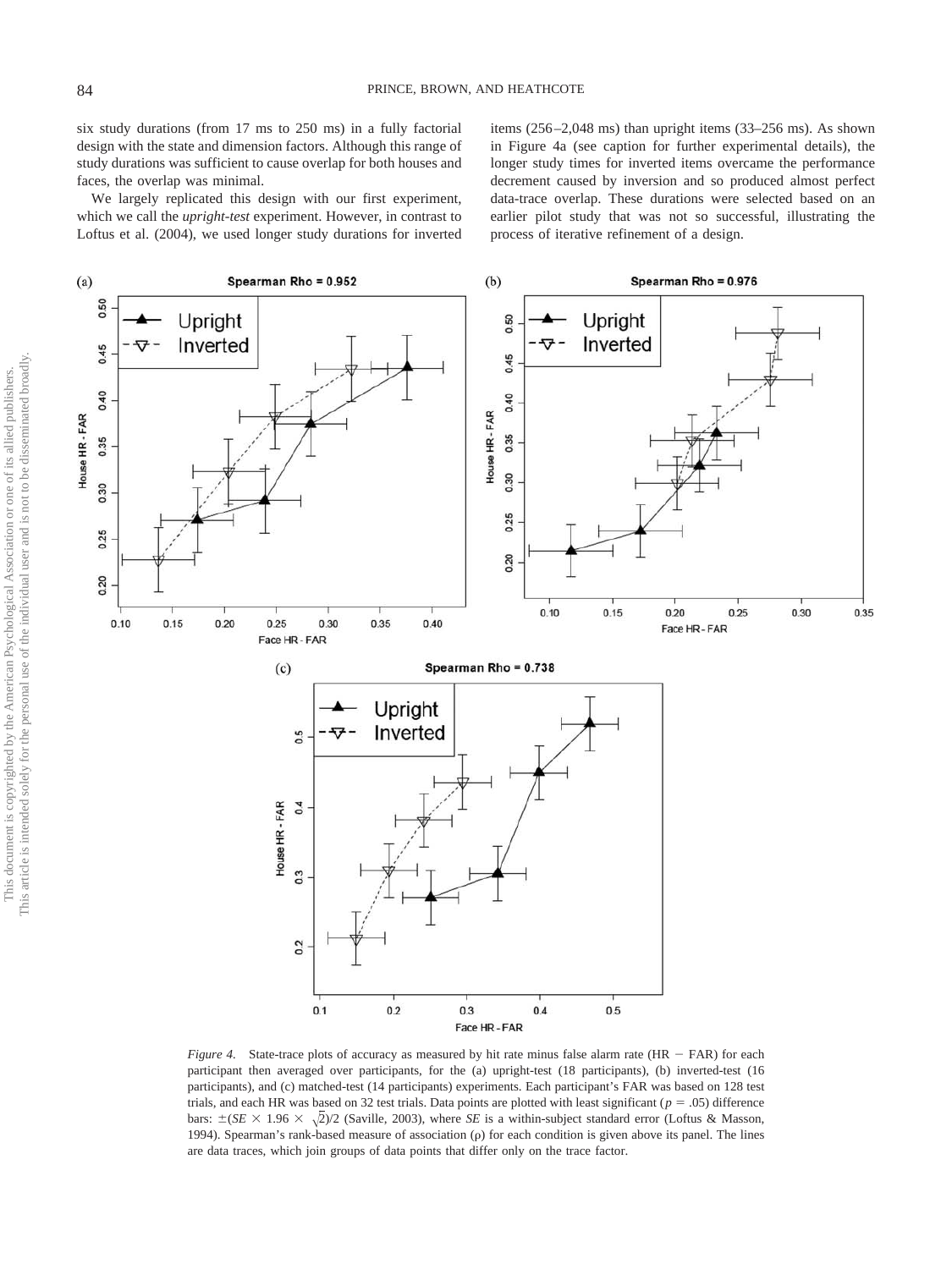six study durations (from 17 ms to 250 ms) in a fully factorial design with the state and dimension factors. Although this range of study durations was sufficient to cause overlap for both houses and faces, the overlap was minimal.

We largely replicated this design with our first experiment, which we call the *upright-test* experiment. However, in contrast to Loftus et al. (2004), we used longer study durations for inverted items (256–2,048 ms) than upright items (33–256 ms). As shown in Figure 4a (see caption for further experimental details), the longer study times for inverted items overcame the performance decrement caused by inversion and so produced almost perfect data-trace overlap. These durations were selected based on an earlier pilot study that was not so successful, illustrating the process of iterative refinement of a design.

*Figure 4.* State-trace plots of accuracy as measured by hit rate minus false alarm rate (HR − FAR) for each participant then averaged over participants, for the (a) upright-test (18 participants), (b) inverted-test (16 participants), and (c) matched-test (14 participants) experiments. Each participant's FAR was based on 128 test trials, and each HR was based on 32 test trials. Data points are plotted with least significant ($p$ = .05) difference bars: $\pm(SE \times 1.96 \times \sqrt{2})/2$ (Saville, 2003), where $SE$ is a within-subject standard error (Loftus & Masson, 1994). Spearman's rank-based measure of association ($\rho$) for each condition is given above its panel. The lines are data traces, which join groups of data points that differ only on the trace factor.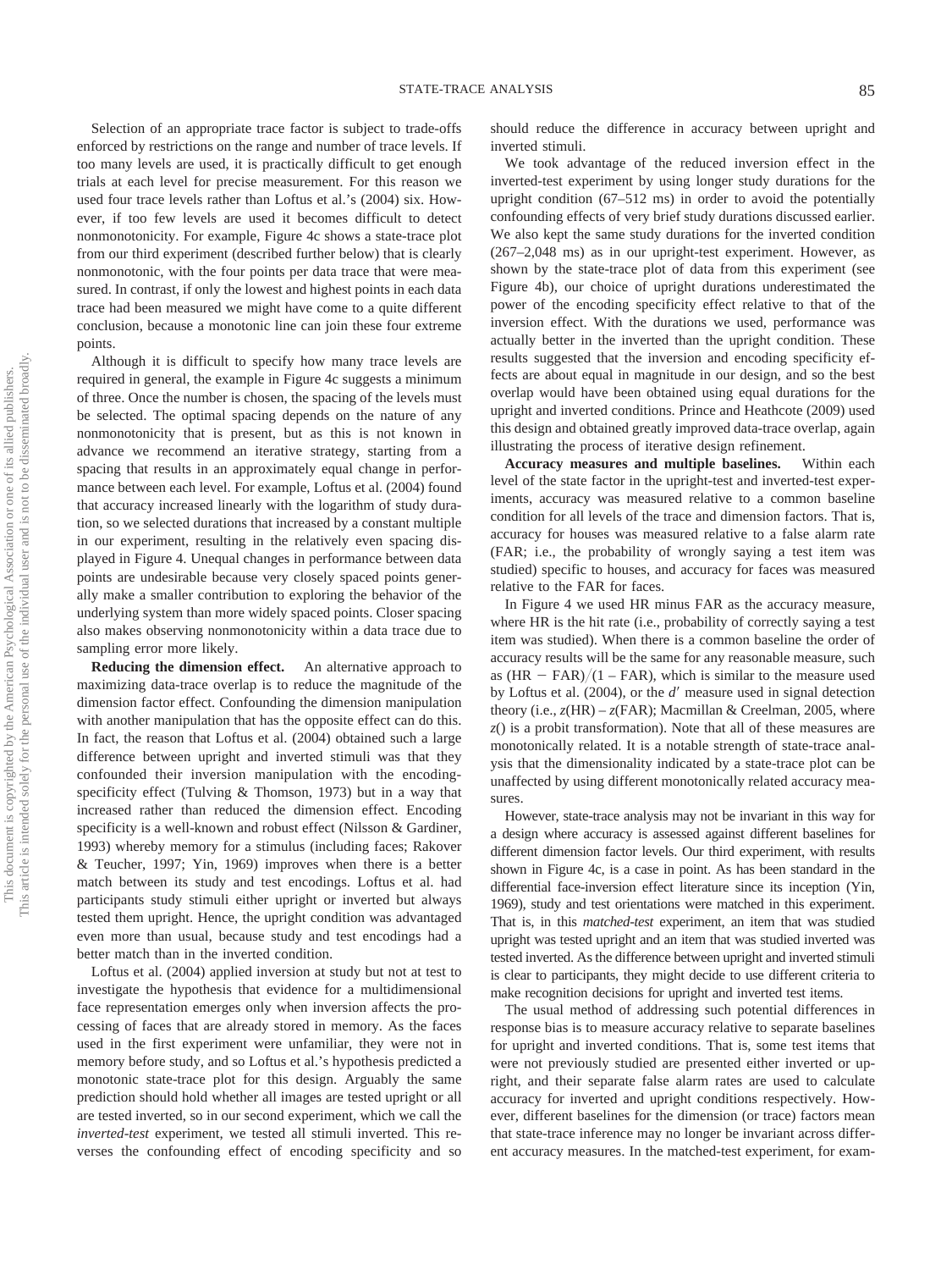Selection of an appropriate trace factor is subject to trade-offs enforced by restrictions on the range and number of trace levels. If too many levels are used, it is practically difficult to get enough trials at each level for precise measurement. For this reason we used four trace levels rather than Loftus et al.'s (2004) six. However, if too few levels are used it becomes difficult to detect nonmonotonicity. For example, Figure 4c shows a state-trace plot from our third experiment (described further below) that is clearly nonmonotonic, with the four points per data trace that were measured. In contrast, if only the lowest and highest points in each data trace had been measured we might have come to a quite different conclusion, because a monotonic line can join these four extreme points.

Although it is difficult to specify how many trace levels are required in general, the example in Figure 4c suggests a minimum of three. Once the number is chosen, the spacing of the levels must be selected. The optimal spacing depends on the nature of any nonmonotonicity that is present, but as this is not known in advance we recommend an iterative strategy, starting from a spacing that results in an approximately equal change in performance between each level. For example, Loftus et al. (2004) found that accuracy increased linearly with the logarithm of study duration, so we selected durations that increased by a constant multiple in our experiment, resulting in the relatively even spacing displayed in Figure 4. Unequal changes in performance between data points are undesirable because very closely spaced points generally make a smaller contribution to exploring the behavior of the underlying system than more widely spaced points. Closer spacing also makes observing nonmonotonicity within a data trace due to sampling error more likely.

**Reducing the dimension effect.** An alternative approach to maximizing data-trace overlap is to reduce the magnitude of the dimension factor effect. Confounding the dimension manipulation with another manipulation that has the opposite effect can do this. In fact, the reason that Loftus et al. (2004) obtained such a large difference between upright and inverted stimuli is that they confounded their inversion manipulation with the encoding-specificity effect (Tulving & Thomson, 1973) but in a way that increased rather than reduced the dimension effect. Encoding specificity is a well-known and robust effect (Nilsson & Gardiner, 1993) whereby memory for a stimulus (including faces; Rakover & Teucher, 1997; Yin, 1969) improves when there is a better match between its study and test encodings. Loftus et al. had participants study stimuli either upright or inverted but always tested them upright. Hence, the upright condition was advantaged even more than usual, because study and test encodings had a better match than in the inverted condition.

Loftus et al. (2004) applied inversion at study but not at test to investigate the hypothesis that evidence for a multidimensional face representation emerges only when inversion affects the processing of faces that are already stored in memory. As the faces used in the first experiment were unfamiliar, they were not in memory before study, and so Loftus et al.'s hypothesis predicted a monotonic state-trace plot for this design. Arguably the same prediction should hold whether all images are tested upright or all are tested inverted, so in our second experiment, which we call the *inverted-test* experiment, we tested all stimuli inverted. This reverses the confounding effect of encoding specificity and so should reduce the difference in accuracy between upright and inverted stimuli.

We took advantage of the reduced inversion effect in the inverted-test experiment by using longer study durations for the upright condition (67–512 ms) in order to avoid the potentially confounding effects of very brief study durations discussed earlier. We also kept the same study durations for the inverted condition (267–2,048 ms) as in our upright-test experiment. However, as shown by the state-trace plot of data from this experiment (see Figure 4b), our choice of upright durations underestimated the power of the encoding specificity effect relative to that of the inversion effect. With the durations we used, performance was actually better in the inverted than the upright condition. These results suggested that the inversion and encoding specificity effects are about equal in magnitude in our design, and so the best overlap would have been obtained using equal durations for the upright and inverted conditions. Prince and Heathcote (2009) used this design and obtained greatly improved data-trace overlap, again illustrating the process of iterative design refinement.

**Accuracy measures and multiple baselines.** Within each level of the state factor in the upright-test and inverted-test experiments, accuracy was measured relative to a common baseline condition for all levels of the trace and dimension factors. That is, accuracy for houses was measured relative to a false alarm rate (FAR; i.e., the probability of wrongly saying a test item was studied) specific to houses, and accuracy for faces was measured relative to the FAR for faces.

In Figure 4 we used HR minus FAR as the accuracy measure, where HR is the hit rate (i.e., probability of correctly saying a test item was studied). When there is a common baseline the order of accuracy results will be the same for any reasonable measure, such as $(\text{HR} - \text{FAR})/(1 - \text{FAR})$, which is similar to the measure used by Loftus et al. (2004), or the $d'$ measure used in signal detection theory (i.e., $z(\text{HR}) - z(\text{FAR})$; Macmillan & Creelman, 2005, where $z()$ is a probit transformation). Note that all of these measures are monotonically related. It is a notable strength of state-trace analysis that the dimensionality indicated by a state-trace plot can be unaffected by using different monotonically related accuracy measures.

However, state-trace analysis may not be invariant in this way for a design where accuracy is assessed against different baselines for different dimension factor levels. Our third experiment, with results shown in Figure 4c, is a case in point. As has been standard in the differential face-inversion effect literature since its inception (Yin, 1969), study and test orientations were matched in this experiment. That is, in this *matched-test* experiment, an item that was studied upright was tested upright and an item that was studied inverted was tested inverted. As the difference between upright and inverted stimuli is clear to participants, they might decide to use different criteria to make recognition decisions for upright and inverted test items.

The usual method of addressing such potential differences in response bias is to measure accuracy relative to separate baselines for upright and inverted conditions. That is, some test items that were not previously studied are presented either inverted or upright, and their separate false alarm rates are used to calculate accuracy for inverted and upright conditions respectively. However, different baselines for the dimension (or trace) factors mean that state-trace inference may no longer be invariant across different accuracy measures. In the matched-test experiment, for exam-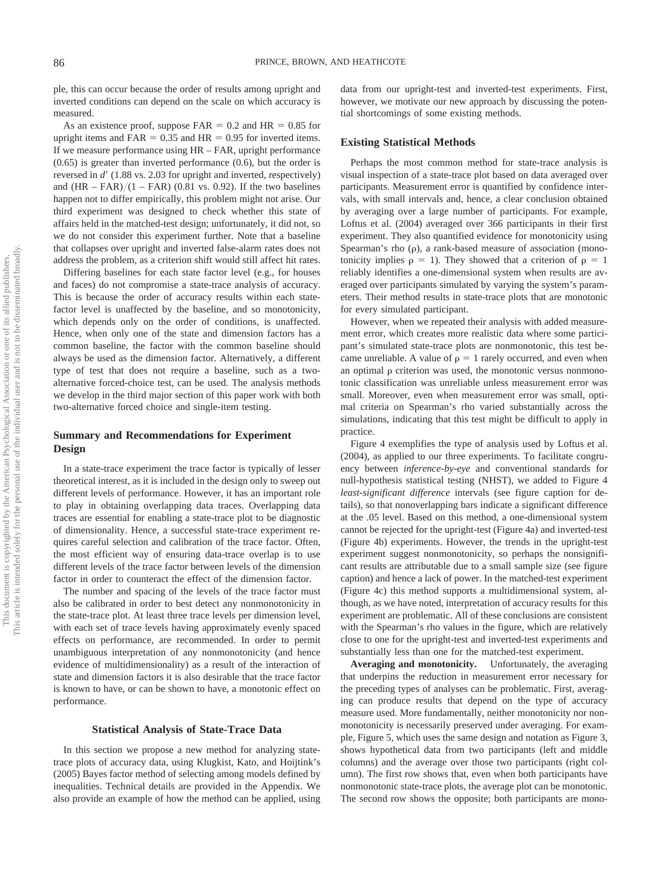ple, this can occur because the order of results among upright and inverted conditions can depend on the scale on which accuracy is measured.

As an existence proof, suppose FAR = 0.2 and HR = 0.85 for upright items and FAR = 0.35 and HR = 0.95 for inverted items. If we measure performance using HR – FAR, upright performance (0.65) is greater than inverted performance (0.6), but the order is reversed in $d'$ (1.88 vs. 2.03 for upright and inverted, respectively) and (HR – FAR)/(1 – FAR) (0.81 vs. 0.92). If the two baselines happen not to differ empirically, this problem might not arise. Our third experiment was designed to check whether this state of affairs held in the matched-test design; unfortunately, it did not, so we do not consider this experiment further. Note that a baseline that collapses over upright and inverted false-alarm rates does not address the problem, as a criterion shift would still affect hit rates.

Differing baselines for each state factor level (e.g., for houses and faces) do not compromise a state-trace analysis of accuracy. This is because the order of accuracy results within each state-factor level is unaffected by the baseline, and so monotonicity, which depends only on the order of conditions, is unaffected. Hence, when only one of the state and dimension factors has a common baseline, the factor with the common baseline should always be used as the dimension factor. Alternatively, a different type of test that does not require a baseline, such as a two-alternative forced-choice test, can be used. The analysis methods we develop in the third major section of this paper work with both two-alternative forced choice and single-item testing.

### Summary and Recommendations for Experiment Design

In a state-trace experiment the trace factor is typically of lesser theoretical interest, as it is included in the design only to sweep out different levels of performance. However, it has an important role to play in obtaining overlapping data traces. Overlapping data traces are essential for enabling a state-trace plot to be diagnostic of dimensionality. Hence, a successful state-trace experiment requires careful selection and calibration of the trace factor. Often, the most efficient way of ensuring data-trace overlap is to use different levels of the trace factor between levels of the dimension factor in order to counteract the effect of the dimension factor.

The number and spacing of the levels of the trace factor must also be calibrated in order to best detect any nonmonotonicity in the state-trace plot. At least three trace levels per dimension level, with each set of trace levels having approximately evenly spaced effects on performance, are recommended. In order to permit unambiguous interpretation of any nonmonotonicity (and hence evidence of multidimensionality) as a result of the interaction of state and dimension factors it is also desirable that the trace factor is known to have, or can be shown to have, a monotonic effect on performance.

## Statistical Analysis of State-Trace Data

In this section we propose a new method for analyzing state-trace plots of accuracy data, using Klugkist, Kato, and Hoijtink's (2005) Bayes factor method of selecting among models defined by inequalities. Technical details are provided in the Appendix. We also provide an example of how the method can be applied, using data from our upright-test and inverted-test experiments. First, however, we motivate our new approach by discussing the potential shortcomings of some existing methods.

### Existing Statistical Methods

Perhaps the most common method for state-trace analysis is visual inspection of a state-trace plot based on data averaged over participants. Measurement error is quantified by confidence intervals, with small intervals and, hence, a clear conclusion obtained by averaging over a large number of participants. For example, Loftus et al. (2004) averaged over 366 participants in their first experiment. They also quantified evidence for monotonicity using Spearman's rho ($\rho$), a rank-based measure of association (monotonicity implies $\rho = 1$). They showed that a criterion of $\rho = 1$ reliably identifies a one-dimensional system when results are averaged over participants simulated by varying the system's parameters. Their method results in state-trace plots that are monotonic for every simulated participant.

However, when we repeated their analysis with added measurement error, which creates more realistic data where some participant's simulated state-trace plots are nonmonotonic, this test became unreliable. A value of $\rho = 1$ rarely occurred, and even when an optimal $\rho$ criterion was used, the monotonic versus nonmonotonic classification was unreliable unless measurement error was small. Moreover, even when measurement error was small, optimal criteria on Spearman's rho varied substantially across the simulations, indicating that this test might be difficult to apply in practice.

Figure 4 exemplifies the type of analysis used by Loftus et al. (2004), as applied to our three experiments. To facilitate congruency between *inference-by-eye* and conventional standards for null-hypothesis statistical testing (NHST), we added to Figure 4 *least-significant difference* intervals (see figure caption for details), so that nonoverlapping bars indicate a significant difference at the .05 level. Based on this method, a one-dimensional system cannot be rejected for the upright-test (Figure 4a) and inverted-test (Figure 4b) experiments. However, the trends in the upright-test experiment suggest nonmonotonicity, so perhaps the nonsignificant results are attributable due to a small sample size (see figure caption) and hence a lack of power. In the matched-test experiment (Figure 4c) this method supports a multidimensional system, although, as we have noted, interpretation of accuracy results for this experiment are problematic. All of these conclusions are consistent with the Spearman's rho values in the figure, which are relatively close to one for the upright-test and inverted-test experiments and substantially less than one for the matched-test experiment.

**Averaging and monotonicity.** Unfortunately, the averaging that underpins the reduction in measurement error necessary for the preceding types of analyses can be problematic. First, averaging can produce results that depend on the type of accuracy measure used. More fundamentally, neither monotonicity nor nonmonotonicity is necessarily preserved under averaging. For example, Figure 5, which uses the same design and notation as Figure 3, shows hypothetical data from two participants (left and middle columns) and the average over those two participants (right column). The first row shows that, even when both participants have nonmonotonic state-trace plots, the average plot can be monotonic. The second row shows the opposite; both participants are mono-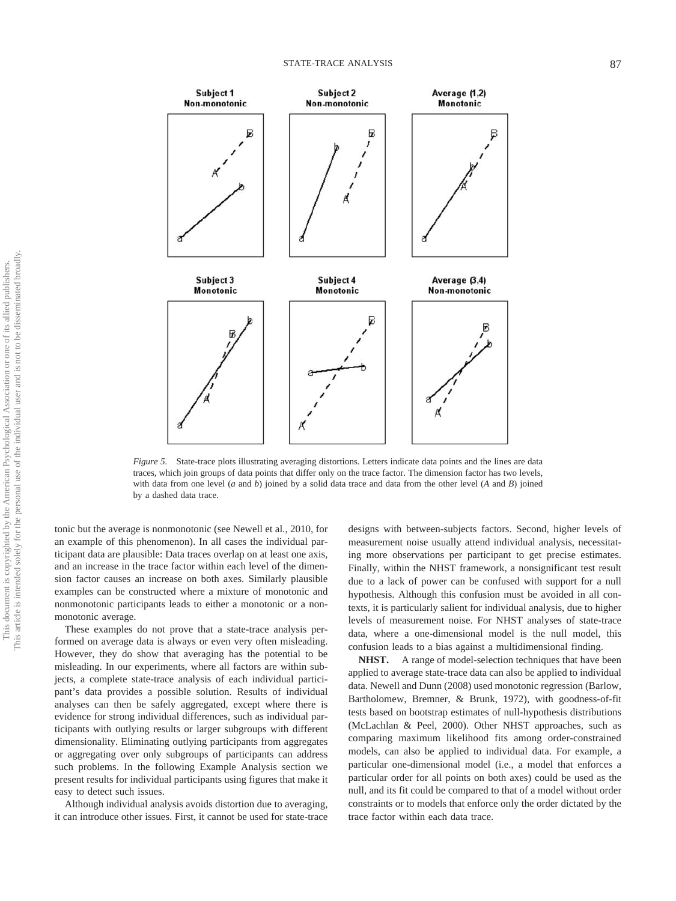*Figure 5.* State-trace plots illustrating averaging distortions. Letters indicate data points and the lines are data traces, which join groups of data points that differ only on the trace factor. The dimension factor has two levels, with data from one level (*a* and *b*) joined by a solid data trace and data from the other level (*A* and *B*) joined by a dashed data trace.

tonic but the average is nonmonotonic (see Newell et al., 2010, for an example of this phenomenon). In all cases the individual participant data are plausible: Data traces overlap on at least one axis, and an increase in the trace factor within each level of the dimension factor causes an increase on both axes. Similarly plausible examples can be constructed where a mixture of monotonic and nonmonotonic participants leads to either a monotonic or a nonmonotonic average.

These examples do not prove that a state-trace analysis performed on average data is always or even very often misleading. However, they do show that averaging has the potential to be misleading. In our experiments, where all factors are within subjects, a complete state-trace analysis of each individual participant's data provides a possible solution. Results of individual analyses can then be safely aggregated, except where there is evidence for strong individual differences, such as individual participants with outlying results or larger subgroups with different dimensionality. Eliminating outlying participants from aggregates or aggregating over only subgroups of participants can address such problems. In the following Example Analysis section we present results for individual participants using figures that make it easy to detect such issues.

Although individual analysis avoids distortion due to averaging, it can introduce other issues. First, it cannot be used for state-trace designs with between-subjects factors. Second, higher levels of measurement noise usually attend individual analysis, necessitating more observations per participant to get precise estimates. Finally, within the NHST framework, a nonsignificant test result due to a lack of power can be confused with support for a null hypothesis. Although this confusion must be avoided in all contexts, it is particularly salient for individual analysis, due to higher levels of measurement noise. For NHST analyses of state-trace data, where a one-dimensional model is the null model, this confusion leads to a bias against a multidimensional finding.

**NHST.** A range of model-selection techniques that have been applied to average state-trace data can also be applied to individual data. Newell and Dunn (2008) used monotonic regression (Barlow, Bartholomew, Bremner, & Brunk, 1972), with goodness-of-fit tests based on bootstrap estimates of null-hypothesis distributions (McLachlan & Peel, 2000). Other NHST approaches, such as comparing maximum likelihood fits among order-constrained models, can also be applied to individual data. For example, a particular one-dimensional model (i.e., a model that enforces a particular order for all points on both axes) could be used as the null, and its fit could be compared to that of a model without order constraints or to models that enforce only the order dictated by the trace factor within each data trace.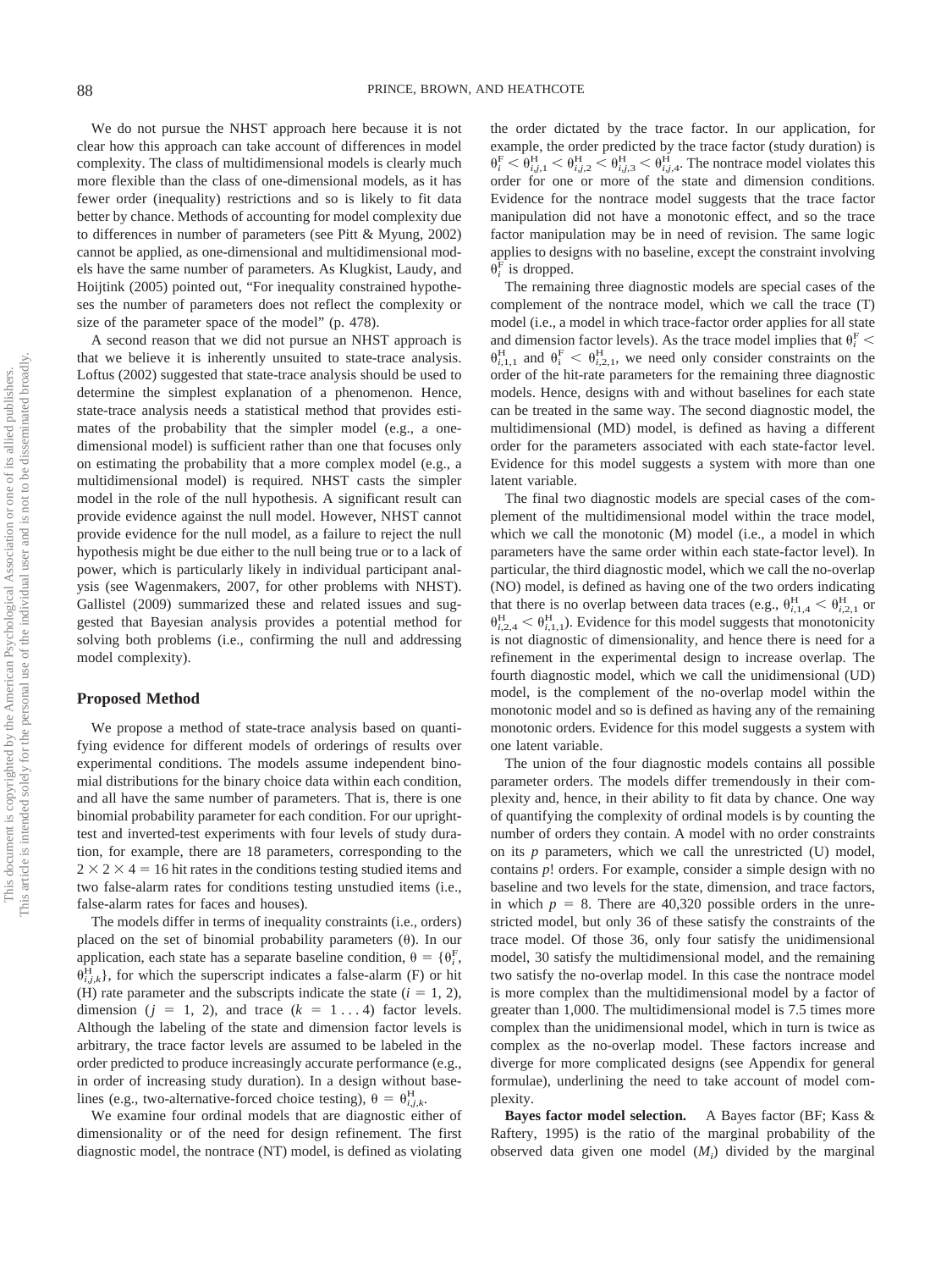We do not pursue the NHST approach here because it is not clear how this approach can take account of differences in model complexity. The class of multidimensional models is clearly much more flexible than the class of one-dimensional models, as it has fewer order (inequality) restrictions and so is likely to fit data better by chance. Methods of accounting for model complexity due to differences in number of parameters (see Pitt & Myung, 2002) cannot be applied, as one-dimensional and multidimensional models have the same number of parameters. As Klugkist, Laudy, and Hoijtink (2005) pointed out, "For inequality constrained hypotheses the number of parameters does not reflect the complexity or size of the parameter space of the model" (p. 478).

A second reason that we did not pursue an NHST approach is that we believe it is inherently unsuited to state-trace analysis. Loftus (2002) suggested that state-trace analysis should be used to determine the simplest explanation of a phenomenon. Hence, state-trace analysis needs a statistical method that provides estimates of the probability that the simpler model (e.g., a one-dimensional model) is sufficient rather than one that focuses only on estimating the probability that a more complex model (e.g., a multidimensional model) is required. NHST casts the simpler model in the role of the null hypothesis. A significant result can provide evidence against the null model. However, NHST cannot provide evidence for the null model, as a failure to reject the null hypothesis might be due either to the null being true or to a lack of power, which is particularly likely in individual participant analysis (see Wagenmakers, 2007, for other problems with NHST). Gallistel (2009) summarized these and related issues and suggested that Bayesian analysis provides a potential method for solving both problems (i.e., confirming the null and addressing model complexity).

## Proposed Method

We propose a method of state-trace analysis based on quantifying evidence for different models of orderings of results over experimental conditions. The models assume independent binomial distributions for the binary choice data within each condition, and all have the same number of parameters. That is, there is one binomial probability parameter for each condition. For our upright-test and inverted-test experiments with four levels of study duration, for example, there are 18 parameters, corresponding to the $2 \times 2 \times 4 = 16$ hit rates in the conditions testing studied items and two false-alarm rates for conditions testing unstudied items (i.e., false-alarm rates for faces and houses).

The models differ in terms of inequality constraints (i.e., orders) placed on the set of binomial probability parameters ($\theta$). In our application, each state has a separate baseline condition, $\theta = \{\theta_i^F, \theta_{i,j,k}^H\}$, for which the superscript indicates a false-alarm (F) or hit (H) rate parameter and the subscripts indicate the state ($i$ = 1, 2), dimension ($j$ = 1, 2), and trace ($k$ = 1 . . . 4) factor levels. Although the labeling of the state and dimension factor levels is arbitrary, the trace factor levels are assumed to be labeled in the order predicted to produce increasingly accurate performance (e.g., in order of increasing study duration). In a design without baselines (e.g., two-alternative-forced choice testing), $\theta = \theta_{i,j,k}^H$.

We examine four ordinal models that are diagnostic either of dimensionality or of the need for design refinement. The first diagnostic model, the nontrace (NT) model, is defined as violating the order dictated by the trace factor. In our application, for example, the order predicted by the trace factor (study duration) is $\theta_i^F < \theta_{i,j,1}^H < \theta_{i,j,2}^H < \theta_{i,j,3}^H < \theta_{i,j,4}^H$. The nontrace model violates this order for one or more of the state and dimension conditions. Evidence for the nontrace model suggests that the trace factor manipulation did not have a monotonic effect, and so the trace factor manipulation may be in need of revision. The same logic applies to designs with no baseline, except the constraint involving $\theta_i^F$ is dropped.

The remaining three diagnostic models are special cases of the complement of the nontrace model, which we call the trace (T) model (i.e., a model in which trace-factor order applies for all state and dimension factor levels). As the trace model implies that $\theta_i^F < \theta_{i,1,1}^H$ and $\theta_i^F < \theta_{i,2,1}^H$, we need only consider constraints on the order of the hit-rate parameters for the remaining three diagnostic models. Hence, designs with and without baselines for each state can be treated in the same way. The second diagnostic model, the multidimensional (MD) model, is defined as having a different order for the parameters associated with each state-factor level. Evidence for this model suggests a system with more than one latent variable.

The final two diagnostic models are special cases of the complement of the multidimensional model within the trace model, which we call the monotonic (M) model (i.e., a model in which parameters have the same order within each state-factor level). In particular, the third diagnostic model, which we call the no-overlap (NO) model, is defined as having one of the two orders indicating that there is no overlap between data traces (e.g., $\theta_{i,1,4}^H < \theta_{i,2,1}^H$ or $\theta_{i,2,4}^H < \theta_{i,1,1}^H$). Evidence for this model suggests that monotonicity is not diagnostic of dimensionality, and hence there is need for a refinement in the experimental design to increase overlap. The fourth diagnostic model, which we call the unidimensional (UD) model, is the complement of the no-overlap model within the monotonic model and so is defined as having any of the remaining monotonic orders. Evidence for this model suggests a system with one latent variable.

The union of the four diagnostic models contains all possible parameter orders. The models differ tremendously in their complexity and, hence, in their ability to fit data by chance. One way of quantifying the complexity of ordinal models is by counting the number of orders they contain. A model with no order constraints on its $p$ parameters, which we call the unrestricted (U) model, contains $p!$ orders. For example, consider a simple design with no baseline and two levels for the state, dimension, and trace factors, in which $p$ = 8. There are 40,320 possible orders in the unrestricted model, but only 36 of these satisfy the constraints of the trace model. Of those 36, only four satisfy the unidimensional model, 30 satisfy the multidimensional model, and the remaining two satisfy the no-overlap model. In this case the nontrace model is more complex than the multidimensional model by a factor of greater than 1,000. The multidimensional model is 7.5 times more complex than the unidimensional model, which in turn is twice as complex as the no-overlap model. These factors increase and diverge for more complicated designs (see Appendix for general formulae), underlining the need to take account of model complexity.

**Bayes factor model selection.** A Bayes factor (BF; Kass & Raftery, 1995) is the ratio of the marginal probability of the observed data given one model ($M_i$) divided by the marginal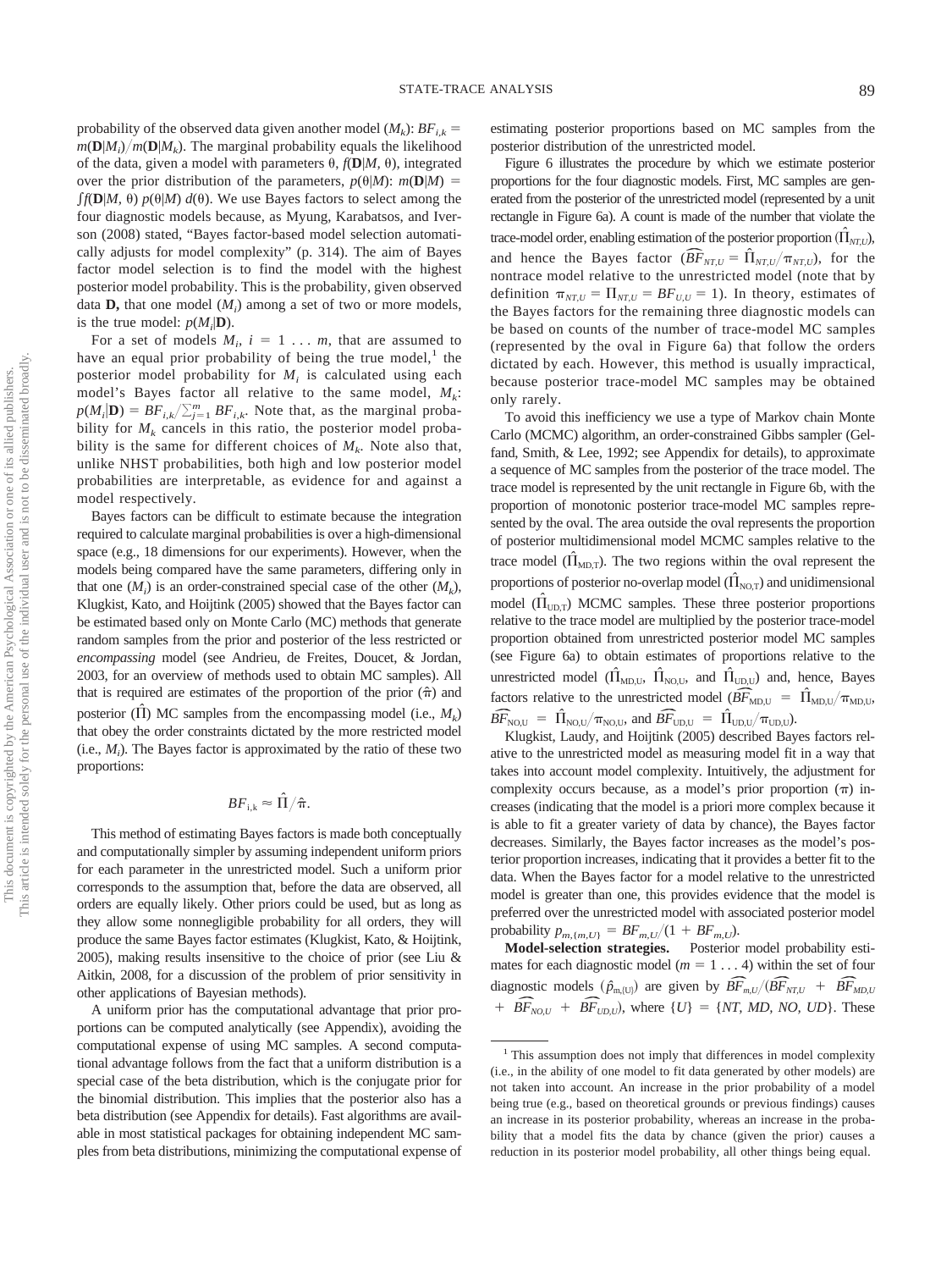probability of the observed data given another model ($M_k$): $BF_{i,k} = m(\mathbf{D}|M_i)/m(\mathbf{D}|M_k)$. The marginal probability equals the likelihood of the data, given a model with parameters θ, $f(\mathbf{D}|M, \theta)$, integrated over the prior distribution of the parameters, $p(\theta|M)$: $m(\mathbf{D}|M) = \int f(\mathbf{D}|M, \theta)\, p(\theta|M)\, d(\theta)$. We use Bayes factors to select among the four diagnostic models because, as Myung, Karabatsos, and Iverson (2008) stated, "Bayes factor-based model selection automatically adjusts for model complexity" (p. 314). The aim of Bayes factor model selection is to find the model with the highest posterior model probability. This is the probability, given observed data **D,** that one model ($M_i$) among a set of two or more models, is the true model: $p(M_i|\mathbf{D})$.

For a set of models $M_i$, $i = 1 \ldots m$, that are assumed to have an equal prior probability of being the true model,[1] the posterior model probability for $M_i$ is calculated using each model's Bayes factor all relative to the same model, $M_k$: $p(M_i|\mathbf{D}) = BF_{i,k}/\sum_{j=1}^{m} BF_{i,k}$. Note that, as the marginal probability for $M_k$ cancels in this ratio, the posterior model probability is the same for different choices of $M_k$. Note also that, unlike NHST probabilities, both high and low posterior model probabilities are interpretable, as evidence for and against a model respectively.

Bayes factors can be difficult to estimate because the integration required to calculate marginal probabilities is over a high-dimensional space (e.g., 18 dimensions for our experiments). However, when the models being compared have the same parameters, differing only in that one ($M_i$) is an order-constrained special case of the other ($M_k$), Klugkist, Kato, and Hoijtink (2005) showed that the Bayes factor can be estimated based only on Monte Carlo (MC) methods that generate random samples from the prior and posterior of the less restricted or *encompassing* model (see Andrieu, de Freites, Doucet, & Jordan, 2003, for an overview of methods used to obtain MC samples). All that is required are estimates of the proportion of the prior ($\hat{\pi}$) and posterior ($\hat{\Pi}$) MC samples from the encompassing model (i.e., $M_k$) that obey the order constraints dictated by the more restricted model (i.e., $M_i$). The Bayes factor is approximated by the ratio of these two proportions:

$$BF_{\mathrm{i,k}} \approx \hat{\Pi}/\hat{\pi}.$$

This method of estimating Bayes factors is made both conceptually and computationally simpler by assuming independent uniform priors for each parameter in the unrestricted model. Such a uniform prior corresponds to the assumption that, before the data are observed, all orders are equally likely. Other priors could be used, but as long as they allow some nonnegligible probability for all orders, they will produce the same Bayes factor estimates (Klugkist, Kato, & Hoijtink, 2005), making results insensitive to the choice of prior (see Liu & Aitkin, 2008, for a discussion of the problem of prior sensitivity in other applications of Bayesian methods).

A uniform prior has the computational advantage that prior proportions can be computed analytically (see Appendix), avoiding the computational expense of using MC samples. A second computational advantage follows from the fact that a uniform distribution is a special case of the beta distribution, which is the conjugate prior for the binomial distribution. This implies that the posterior also has a beta distribution (see Appendix for details). Fast algorithms are available in most statistical packages for obtaining independent MC samples from beta distributions, minimizing the computational expense of estimating posterior proportions based on MC samples from the posterior distribution of the unrestricted model.

Figure 6 illustrates the procedure by which we estimate posterior proportions for the four diagnostic models. First, MC samples are generated from the posterior of the unrestricted model (represented by a unit rectangle in Figure 6a). A count is made of the number that violate the trace-model order, enabling estimation of the posterior proportion ($\hat{\Pi}_{NT,U}$), and hence the Bayes factor ($\widehat{BF}_{NT,U} = \hat{\Pi}_{NT,U}/\pi_{NT,U}$), for the nontrace model relative to the unrestricted model (note that by definition $\pi_{NT,U} = \Pi_{NT,U} = BF_{U,U} = 1$). In theory, estimates of the Bayes factors for the remaining three diagnostic models can be based on counts of the number of trace-model MC samples (represented by the oval in Figure 6a) that follow the orders dictated by each. However, this method is usually impractical, because posterior trace-model MC samples may be obtained only rarely.

To avoid this inefficiency we use a type of Markov chain Monte Carlo (MCMC) algorithm, an order-constrained Gibbs sampler (Gelfand, Smith, & Lee, 1992; see Appendix for details), to approximate a sequence of MC samples from the posterior of the trace model. The trace model is represented by the unit rectangle in Figure 6b, with the proportion of monotonic posterior trace-model MC samples represented by the oval. The area outside the oval represents the proportion of posterior multidimensional model MCMC samples relative to the trace model ($\hat{\Pi}_{\mathrm{MD,T}}$). The two regions within the oval represent the proportions of posterior no-overlap model ($\hat{\Pi}_{\mathrm{NO,T}}$) and unidimensional model ($\hat{\Pi}_{\mathrm{UD,T}}$) MCMC samples. These three posterior proportions relative to the trace model are multiplied by the posterior trace-model proportion obtained from unrestricted posterior model MC samples (see Figure 6a) to obtain estimates of proportions relative to the unrestricted model ($\hat{\Pi}_{\mathrm{MD,U}}$, $\hat{\Pi}_{\mathrm{NO,U}}$, and $\hat{\Pi}_{\mathrm{UD,U}}$) and, hence, Bayes factors relative to the unrestricted model ($\widehat{BF}_{\mathrm{MD,U}} = \hat{\Pi}_{\mathrm{MD,U}}/\pi_{\mathrm{MD,U}}$, $\widehat{BF}_{\mathrm{NO,U}} = \hat{\Pi}_{\mathrm{NO,U}}/\pi_{\mathrm{NO,U}}$, and $\widehat{BF}_{\mathrm{UD,U}} = \hat{\Pi}_{\mathrm{UD,U}}/\pi_{\mathrm{UD,U}}$).

Klugkist, Laudy, and Hoijtink (2005) described Bayes factors relative to the unrestricted model as measuring model fit in a way that takes into account model complexity. Intuitively, the adjustment for complexity occurs because, as a model's prior proportion (π) increases (indicating that the model is a priori more complex because it is able to fit a greater variety of data by chance), the Bayes factor decreases. Similarly, the Bayes factor increases as the model's posterior proportion increases, indicating that it provides a better fit to the data. When the Bayes factor for a model relative to the unrestricted model is greater than one, this provides evidence that the model is preferred over the unrestricted model with associated posterior model probability $p_{m,\{m,U\}} = BF_{m,U}/(1 + BF_{m,U})$.

**Model-selection strategies.** Posterior model probability estimates for each diagnostic model ($m = 1 \ldots 4$) within the set of four diagnostic models ($\hat{p}_{m,\{U\}}$) are given by $\widehat{BF}_{m,U}/(\widehat{BF}_{NT,U} + \widehat{BF}_{MD,U} + \widehat{BF}_{NO,U} + \widehat{BF}_{UD,U})$, where $\{U\} = \{NT, MD, NO, UD\}$. These

[1] This assumption does not imply that differences in model complexity (i.e., in the ability of one model to fit data generated by other models) are not taken into account. An increase in the prior probability of a model being true (e.g., based on theoretical grounds or previous findings) causes an increase in its posterior probability, whereas an increase in the probability that a model fits the data by chance (given the prior) causes a reduction in its posterior model probability, all other things being equal.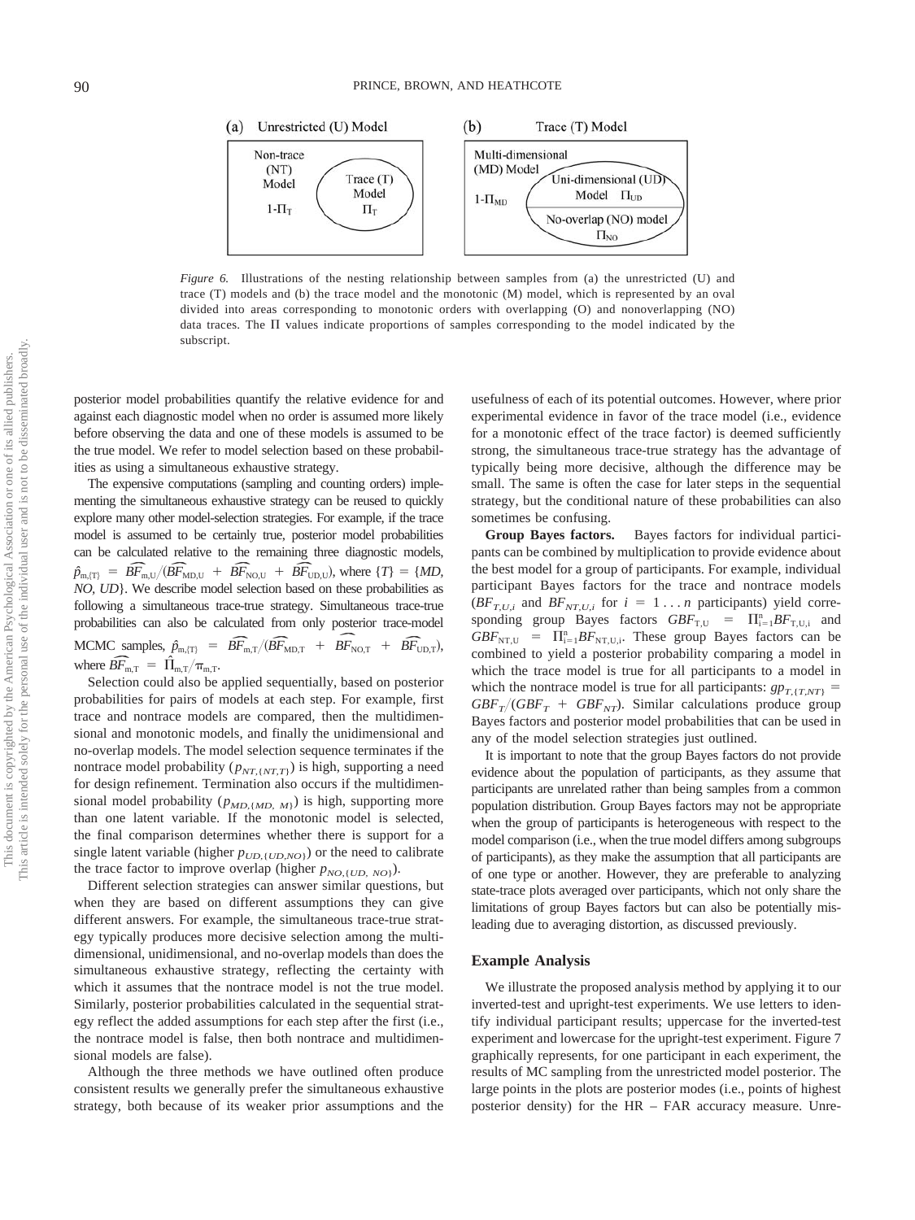(a) Unrestricted (U) Model

Non-trace (NT) Model $1-\Pi_T$

Trace (T) Model $\Pi_T$

(b) Trace (T) Model

Multi-dimensional (MD) Model $1-\Pi_{MD}$

Uni-dimensional (UD) Model $\Pi_{UD}$

No-overlap (NO) model $\Pi_{NO}$

*Figure 6.* Illustrations of the nesting relationship between samples from (a) the unrestricted (U) and trace (T) models and (b) the trace model and the monotonic (M) model, which is represented by an oval divided into areas corresponding to monotonic orders with overlapping (O) and nonoverlapping (NO) data traces. The Π values indicate proportions of samples corresponding to the model indicated by the subscript.

posterior model probabilities quantify the relative evidence for and against each diagnostic model when no order is assumed more likely before observing the data and one of these models is assumed to be the true model. We refer to model selection based on these probabilities as using a simultaneous exhaustive strategy.

The expensive computations (sampling and counting orders) implementing the simultaneous exhaustive strategy can be reused to quickly explore many other model-selection strategies. For example, if the trace model is assumed to be certainly true, posterior model probabilities can be calculated relative to the remaining three diagnostic models, $\hat{p}_{m,\{T\}} = \widehat{BF}_{m,U}/(\widehat{BF}_{MD,U} + \widehat{BF}_{NO,U} + \widehat{BF}_{UD,U})$, where $\{T\} = \{MD, NO, UD\}$. We describe model selection based on these probabilities as following a simultaneous trace-true strategy. Simultaneous trace-true probabilities can also be calculated from only posterior trace-model MCMC samples, $\hat{p}_{m,\{T\}} = \widehat{BF}_{m,T}/(\widehat{BF}_{MD,T} + \widehat{BF}_{NO,T} + \widehat{BF}_{UD,T})$, where $\widehat{BF}_{m,T} = \hat{\Pi}_{m,T}/\pi_{m,T}$.

Selection could also be applied sequentially, based on posterior probabilities for pairs of models at each step. For example, first trace and nontrace models are compared, then the multidimensional and monotonic models, and finally the unidimensional and no-overlap models. The model selection sequence terminates if the nontrace model probability ($p_{NT,\{NT,T\}}$) is high, supporting a need for design refinement. Termination also occurs if the multidimensional model probability ($p_{MD,\{MD,\ M\}}$) is high, supporting more than one latent variable. If the monotonic model is selected, the final comparison determines whether there is support for a single latent variable (higher $p_{UD,\{UD,NO\}}$) or the need to calibrate the trace factor to improve overlap (higher $p_{NO,\{UD,\ NO\}}$).

Different selection strategies can answer similar questions, but when they are based on different assumptions they can give different answers. For example, the simultaneous trace-true strategy typically produces more decisive selection among the multidimensional, unidimensional, and no-overlap models than does the simultaneous exhaustive strategy, reflecting the certainty with which it assumes that the nontrace model is not the true model. Similarly, posterior probabilities calculated in the sequential strategy reflect the added assumptions for each step after the first (i.e., the nontrace model is false, then both nontrace and multidimensional models are false).

Although the three methods we have outlined often produce consistent results we generally prefer the simultaneous exhaustive strategy, both because of its weaker prior assumptions and the usefulness of each of its potential outcomes. However, where prior experimental evidence in favor of the trace model (i.e., evidence for a monotonic effect of the trace factor) is deemed sufficiently strong, the simultaneous trace-true strategy has the advantage of typically being more decisive, although the difference may be small. The same is often the case for later steps in the sequential strategy, but the conditional nature of these probabilities can also sometimes be confusing.

**Group Bayes factors.** Bayes factors for individual participants can be combined by multiplication to provide evidence about the best model for a group of participants. For example, individual participant Bayes factors for the trace and nontrace models ($BF_{T,U,i}$ and $BF_{NT,U,i}$ for $i = 1 \ldots n$ participants) yield corresponding group Bayes factors $GBF_{T,U} = \Pi_{i=1}^{n} BF_{T,U,i}$ and $GBF_{NT,U} = \Pi_{i=1}^{n} BF_{NT,U,i}$. These group Bayes factors can be combined to yield a posterior probability comparing a model in which the trace model is true for all participants to a model in which the nontrace model is true for all participants: $gp_{T,\{T,NT\}} = GBF_T/(GBF_T + GBF_{NT})$. Similar calculations produce group Bayes factors and posterior model probabilities that can be used in any of the model selection strategies just outlined.

It is important to note that the group Bayes factors do not provide evidence about the population of participants, as they assume that participants are unrelated rather than being samples from a common population distribution. Group Bayes factors may not be appropriate when the group of participants is heterogeneous with respect to the model comparison (i.e., when the true model differs among subgroups of participants), as they make the assumption that all participants are of one type or another. However, they are preferable to analyzing state-trace plots averaged over participants, which not only share the limitations of group Bayes factors but can also be potentially misleading due to averaging distortion, as discussed previously.

### Example Analysis

We illustrate the proposed analysis method by applying it to our inverted-test and upright-test experiments. We use letters to identify individual participant results; uppercase for the inverted-test experiment and lowercase for the upright-test experiment. Figure 7 graphically represents, for one participant in each experiment, the results of MC sampling from the unrestricted model posterior. The large points in the plots are posterior modes (i.e., points of highest posterior density) for the HR – FAR accuracy measure. Unre-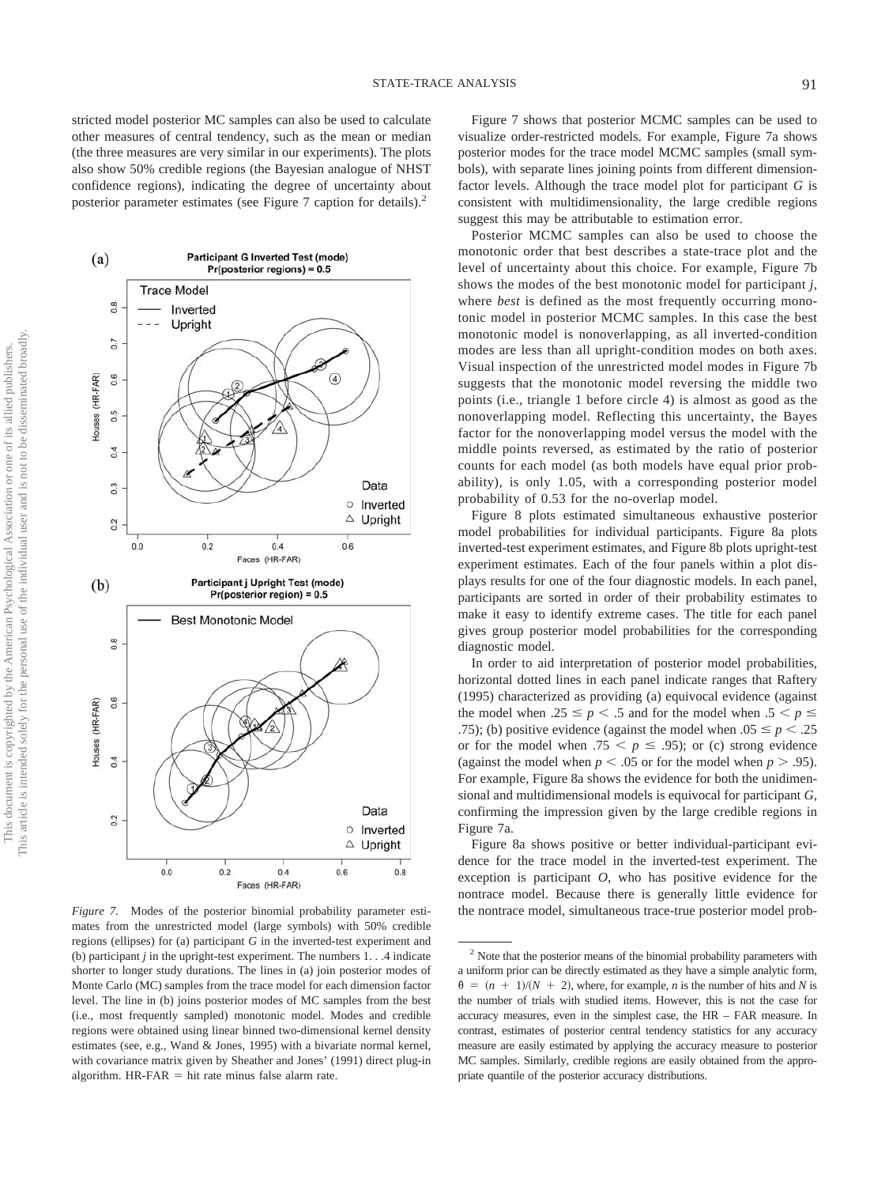stricted model posterior MC samples can also be used to calculate other measures of central tendency, such as the mean or median (the three measures are very similar in our experiments). The plots also show 50% credible regions (the Bayesian analogue of NHST confidence regions), indicating the degree of uncertainty about posterior parameter estimates (see Figure 7 caption for details).[2]

*Figure 7.* Modes of the posterior binomial probability parameter estimates from the unrestricted model (large symbols) with 50% credible regions (ellipses) for (a) participant *G* in the inverted-test experiment and (b) participant *j* in the upright-test experiment. The numbers 1. . .4 indicate shorter to longer study durations. The lines in (a) join posterior modes of Monte Carlo (MC) samples from the trace model for each dimension factor level. The line in (b) joins posterior modes of MC samples from the best (i.e., most frequently sampled) monotonic model. Modes and credible regions were obtained using linear binned two-dimensional kernel density estimates (see, e.g., Wand & Jones, 1995) with a bivariate normal kernel, with covariance matrix given by Sheather and Jones' (1991) direct plug-in algorithm. HR-FAR = hit rate minus false alarm rate.

Figure 7 shows that posterior MCMC samples can be used to visualize order-restricted models. For example, Figure 7a shows posterior modes for the trace model MCMC samples (small symbols), with separate lines joining points from different dimension-factor levels. Although the trace model plot for participant *G* is consistent with multidimensionality, the large credible regions suggest this may be attributable to estimation error.

Posterior MCMC samples can also be used to choose the monotonic order that best describes a state-trace plot and the level of uncertainty about this choice. For example, Figure 7b shows the modes of the best monotonic model for participant *j*, where *best* is defined as the most frequently occurring monotonic model in posterior MCMC samples. In this case the best monotonic model is nonoverlapping, as all inverted-condition modes are less than all upright-condition modes on both axes. Visual inspection of the unrestricted model modes in Figure 7b suggests that the monotonic model reversing the middle two points (i.e., triangle 1 before circle 4) is almost as good as the nonoverlapping model. Reflecting this uncertainty, the Bayes factor for the nonoverlapping model versus the model with the middle points reversed, as estimated by the ratio of posterior counts for each model (as both models have equal prior probability), is only 1.05, with a corresponding posterior model probability of 0.53 for the no-overlap model.

Figure 8 plots estimated simultaneous exhaustive posterior model probabilities for individual participants. Figure 8a plots inverted-test experiment estimates, and Figure 8b plots upright-test experiment estimates. Each of the four panels within a plot displays results for one of the four diagnostic models. In each panel, participants are sorted in order of their probability estimates to make it easy to identify extreme cases. The title for each panel gives group posterior model probabilities for the corresponding diagnostic model.

In order to aid interpretation of posterior model probabilities, horizontal dotted lines in each panel indicate ranges that Raftery (1995) characterized as providing (a) equivocal evidence (against the model when $.25 \leq p < .5$ and for the model when $.5 < p \leq .75$); (b) positive evidence (against the model when $.05 \leq p < .25$ or for the model when $.75 < p \leq .95$); or (c) strong evidence (against the model when $p < .05$ or for the model when $p > .95$). For example, Figure 8a shows the evidence for both the unidimensional and multidimensional models is equivocal for participant *G*, confirming the impression given by the large credible regions in Figure 7a.

Figure 8a shows positive or better individual-participant evidence for the trace model in the inverted-test experiment. The exception is participant *O*, who has positive evidence for the nontrace model. Because there is generally little evidence for the nontrace model, simultaneous trace-true posterior model prob-

[2] Note that the posterior means of the binomial probability parameters with a uniform prior can be directly estimated as they have a simple analytic form, $\theta = (n + 1)/(N + 2)$, where, for example, $n$ is the number of hits and $N$ is the number of trials with studied items. However, this is not the case for accuracy measures, even in the simplest case, the HR – FAR measure. In contrast, estimates of posterior central tendency statistics for any accuracy measure are easily estimated by applying the accuracy measure to posterior MC samples. Similarly, credible regions are easily obtained from the appropriate quantile of the posterior accuracy distributions.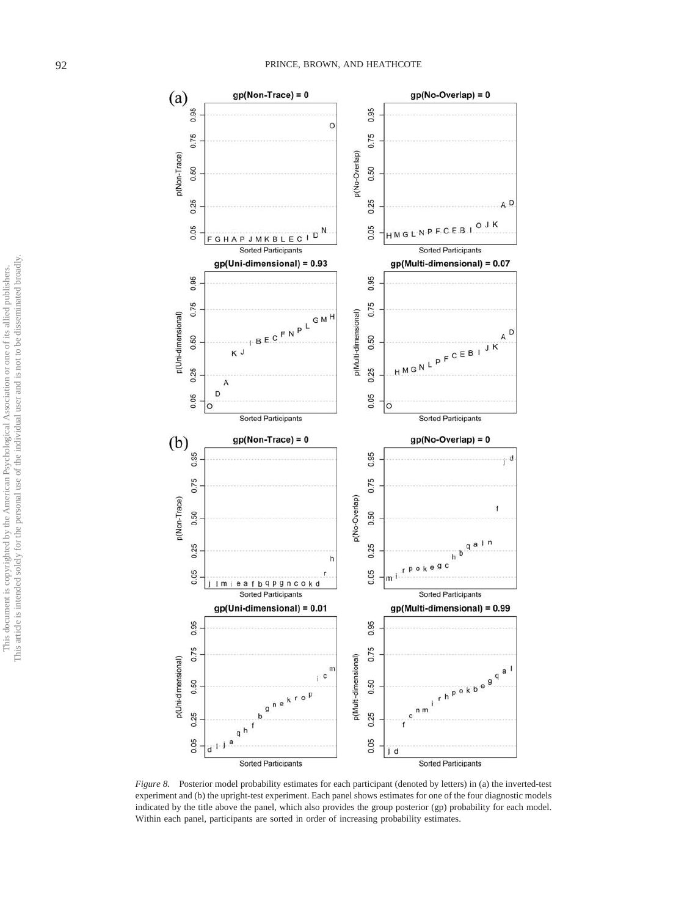*Figure 8.* Posterior model probability estimates for each participant (denoted by letters) in (a) the inverted-test experiment and (b) the upright-test experiment. Each panel shows estimates for one of the four diagnostic models indicated by the title above the panel, which also provides the group posterior (gp) probability for each model. Within each panel, participants are sorted in order of increasing probability estimates.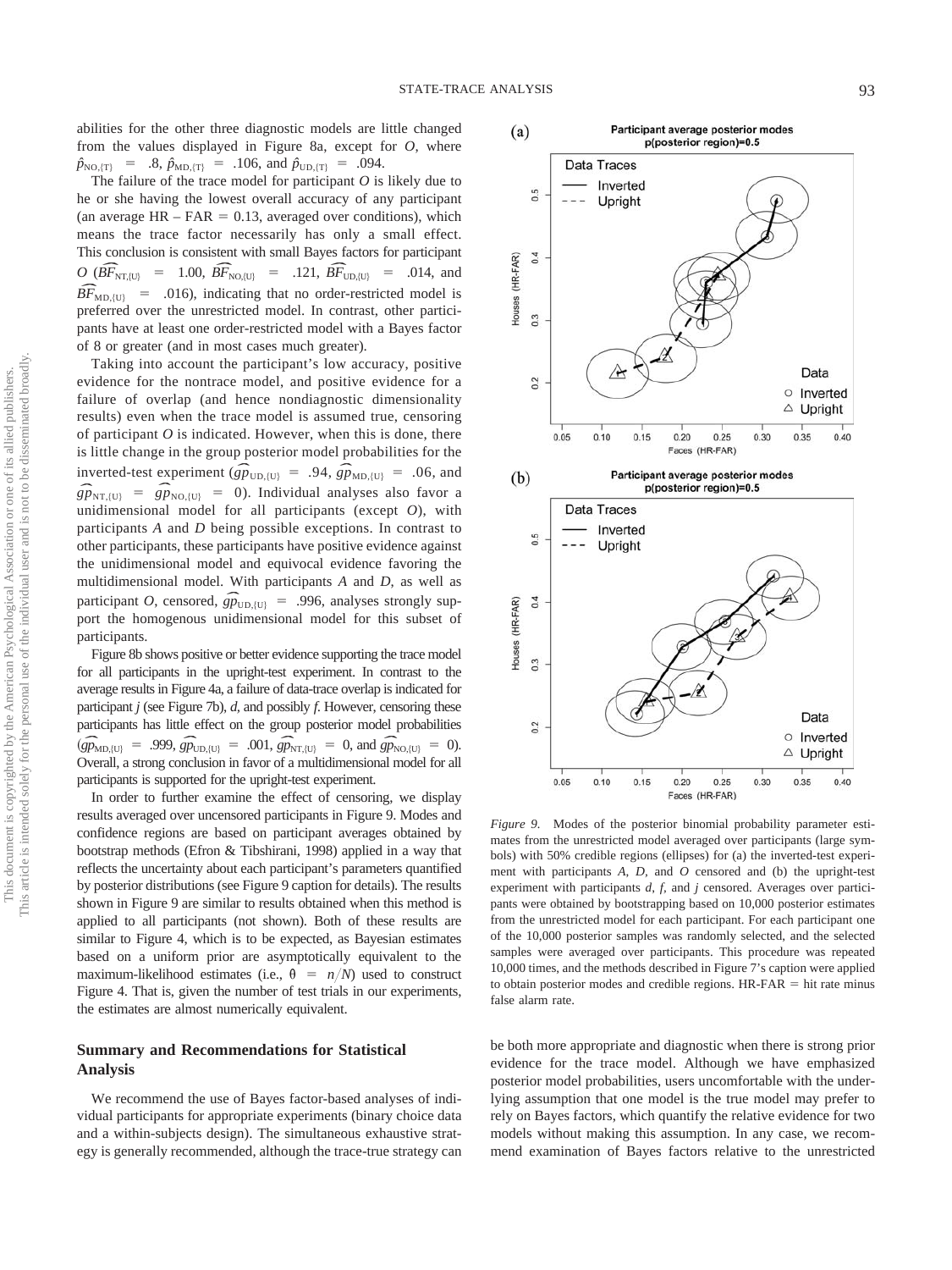abilities for the other three diagnostic models are little changed from the values displayed in Figure 8a, except for *O*, where $\hat{p}_{\text{NO},\{T\}} = .8$, $\hat{p}_{\text{MD},\{T\}} = .106$, and $\hat{p}_{\text{UD},\{T\}} = .094$.

The failure of the trace model for participant *O* is likely due to he or she having the lowest overall accuracy of any participant (an average HR – FAR = 0.13, averaged over conditions), which means the trace factor necessarily has only a small effect. This conclusion is consistent with small Bayes factors for participant *O* ($\widehat{BF}_{\text{NT},\{U\}} = 1.00$, $\widehat{BF}_{\text{NO},\{U\}} = .121$, $\widehat{BF}_{\text{UD},\{U\}} = .014$, and $\widehat{BF}_{\text{MD},\{U\}} = .016$), indicating that no order-restricted model is preferred over the unrestricted model. In contrast, other participants have at least one order-restricted model with a Bayes factor of 8 or greater (and in most cases much greater).

Taking into account the participant's low accuracy, positive evidence for the nontrace model, and positive evidence for a failure of overlap (and hence nondiagnostic dimensionality results) even when the trace model is assumed true, censoring of participant *O* is indicated. However, when this is done, there is little change in the group posterior model probabilities for the inverted-test experiment ($\widehat{gp}_{\text{UD},\{U\}} = .94$, $\widehat{gp}_{\text{MD},\{U\}} = .06$, and $\widehat{gp}_{\text{NT},\{U\}} = \widehat{gp}_{\text{NO},\{U\}} = 0$). Individual analyses also favor a unidimensional model for all participants (except *O*), with participants *A* and *D* being possible exceptions. In contrast to other participants, these participants have positive evidence against the unidimensional model and equivocal evidence favoring the multidimensional model. With participants *A* and *D*, as well as participant *O*, censored, $\widehat{gp}_{\text{UD},\{U\}} = .996$, analyses strongly support the homogenous unidimensional model for this subset of participants.

Figure 8b shows positive or better evidence supporting the trace model for all participants in the upright-test experiment. In contrast to the average results in Figure 4a, a failure of data-trace overlap is indicated for participant *j* (see Figure 7b), *d*, and possibly *f*. However, censoring these participants has little effect on the group posterior model probabilities ($\widehat{gp}_{\text{MD},\{U\}} = .999$, $\widehat{gp}_{\text{UD},\{U\}} = .001$, $\widehat{gp}_{\text{NT},\{U\}} = 0$, and $\widehat{gp}_{\text{NO},\{U\}} = 0$). Overall, a strong conclusion in favor of a multidimensional model for all participants is supported for the upright-test experiment.

In order to further examine the effect of censoring, we display results averaged over uncensored participants in Figure 9. Modes and confidence regions are based on participant averages obtained by bootstrap methods (Efron & Tibshirani, 1998) applied in a way that reflects the uncertainty about each participant's parameters quantified by posterior distributions (see Figure 9 caption for details). The results shown in Figure 9 are similar to results obtained when this method is applied to all participants (not shown). Both of these results are similar to Figure 4, which is to be expected, as Bayesian estimates based on a uniform prior are asymptotically equivalent to the maximum-likelihood estimates (i.e., $\theta = n/N$) used to construct Figure 4. That is, given the number of test trials in our experiments, the estimates are almost numerically equivalent.

*Figure 9.* Modes of the posterior binomial probability parameter estimates from the unrestricted model averaged over participants (large symbols) with 50% credible regions (ellipses) for (a) the inverted-test experiment with participants *A*, *D*, and *O* censored and (b) the upright-test experiment with participants *d*, *f*, and *j* censored. Averages over participants were obtained by bootstrapping based on 10,000 posterior estimates from the unrestricted model for each participant. For each participant one of the 10,000 posterior samples was randomly selected, and the selected samples were averaged over participants. This procedure was repeated 10,000 times, and the methods described in Figure 7's caption were applied to obtain posterior modes and credible regions. HR-FAR = hit rate minus false alarm rate.

## Summary and Recommendations for Statistical Analysis

We recommend the use of Bayes factor-based analyses of individual participants for appropriate experiments (binary choice data and a within-subjects design). The simultaneous exhaustive strategy is generally recommended, although the trace-true strategy can be both more appropriate and diagnostic when there is strong prior evidence for the trace model. Although we have emphasized posterior model probabilities, users uncomfortable with the underlying assumption that one model is the true model may prefer to rely on Bayes factors, which quantify the relative evidence for two models without making this assumption. In any case, we recommend examination of Bayes factors relative to the unrestricted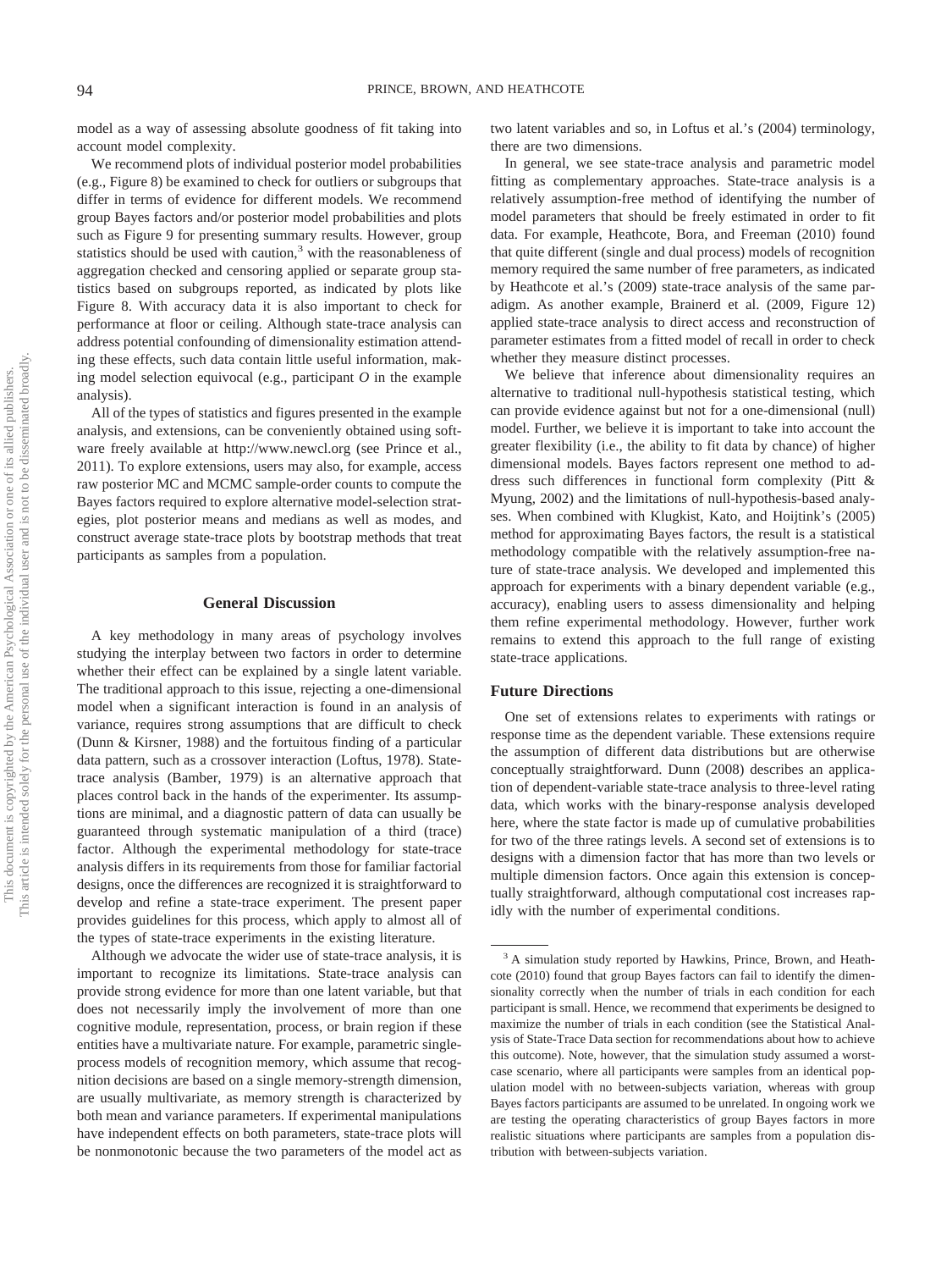model as a way of assessing absolute goodness of fit taking into account model complexity.

We recommend plots of individual posterior model probabilities (e.g., Figure 8) be examined to check for outliers or subgroups that differ in terms of evidence for different models. We recommend group Bayes factors and/or posterior model probabilities and plots such as Figure 9 for presenting summary results. However, group statistics should be used with caution,[3] with the reasonableness of aggregation checked and censoring applied or separate group statistics based on subgroups reported, as indicated by plots like Figure 8. With accuracy data it is also important to check for performance at floor or ceiling. Although state-trace analysis can address potential confounding of dimensionality estimation attending these effects, such data contain little useful information, making model selection equivocal (e.g., participant *O* in the example analysis).

All of the types of statistics and figures presented in the example analysis, and extensions, can be conveniently obtained using software freely available at http://www.newcl.org (see Prince et al., 2011). To explore extensions, users may also, for example, access raw posterior MC and MCMC sample-order counts to compute the Bayes factors required to explore alternative model-selection strategies, plot posterior means and medians as well as modes, and construct average state-trace plots by bootstrap methods that treat participants as samples from a population.

## General Discussion

A key methodology in many areas of psychology involves studying the interplay between two factors in order to determine whether their effect can be explained by a single latent variable. The traditional approach to this issue, rejecting a one-dimensional model when a significant interaction is found in an analysis of variance, requires strong assumptions that are difficult to check (Dunn & Kirsner, 1988) and the fortuitous finding of a particular data pattern, such as a crossover interaction (Loftus, 1978). State-trace analysis (Bamber, 1979) is an alternative approach that places control back in the hands of the experimenter. Its assumptions are minimal, and a diagnostic pattern of data can usually be guaranteed through systematic manipulation of a third (trace) factor. Although the experimental methodology for state-trace analysis differs in its requirements from those for familiar factorial designs, once the differences are recognized it is straightforward to develop and refine a state-trace experiment. The present paper provides guidelines for this process, which apply to almost all of the types of state-trace experiments in the existing literature.

Although we advocate the wider use of state-trace analysis, it is important to recognize its limitations. State-trace analysis can provide strong evidence for more than one latent variable, but that does not necessarily imply the involvement of more than one cognitive module, representation, process, or brain region if these entities have a multivariate nature. For example, parametric single-process models of recognition memory, which assume that recognition decisions are based on a single memory-strength dimension, are usually multivariate, as memory strength is characterized by both mean and variance parameters. If experimental manipulations have independent effects on both parameters, state-trace plots will be nonmonotonic because the two parameters of the model act as two latent variables and so, in Loftus et al.'s (2004) terminology, there are two dimensions.

In general, we see state-trace analysis and parametric model fitting as complementary approaches. State-trace analysis is a relatively assumption-free method of identifying the number of model parameters that should be freely estimated in order to fit data. For example, Heathcote, Bora, and Freeman (2010) found that quite different (single and dual process) models of recognition memory required the same number of free parameters, as indicated by Heathcote et al.'s (2009) state-trace analysis of the same paradigm. As another example, Brainerd et al. (2009, Figure 12) applied state-trace analysis to direct access and reconstruction of parameter estimates from a fitted model of recall in order to check whether they measure distinct processes.

We believe that inference about dimensionality requires an alternative to traditional null-hypothesis statistical testing, which can provide evidence against but not for a one-dimensional (null) model. Further, we believe it is important to take into account the greater flexibility (i.e., the ability to fit data by chance) of higher dimensional models. Bayes factors represent one method to address such differences in functional form complexity (Pitt & Myung, 2002) and the limitations of null-hypothesis-based analyses. When combined with Klugkist, Kato, and Hoijtink's (2005) method for approximating Bayes factors, the result is a statistical methodology compatible with the relatively assumption-free nature of state-trace analysis. We developed and implemented this approach for experiments with a binary dependent variable (e.g., accuracy), enabling users to assess dimensionality and helping them refine experimental methodology. However, further work remains to extend this approach to the full range of existing state-trace applications.

### Future Directions

One set of extensions relates to experiments with ratings or response time as the dependent variable. These extensions require the assumption of different data distributions but are otherwise conceptually straightforward. Dunn (2008) describes an application of dependent-variable state-trace analysis to three-level rating data, which works with the binary-response analysis developed here, where the state factor is made up of cumulative probabilities for two of the three ratings levels. A second set of extensions is to designs with a dimension factor that has more than two levels or multiple dimension factors. Once again this extension is conceptually straightforward, although computational cost increases rapidly with the number of experimental conditions.

[3] A simulation study reported by Hawkins, Prince, Brown, and Heathcote (2010) found that group Bayes factors can fail to identify the dimensionality correctly when the number of trials in each condition for each participant is small. Hence, we recommend that experiments be designed to maximize the number of trials in each condition (see the Statistical Analysis of State-Trace Data section for recommendations about how to achieve this outcome). Note, however, that the simulation study assumed a worst-case scenario, where all participants were samples from an identical population model with no between-subjects variation, whereas with group Bayes factors participants are assumed to be unrelated. In ongoing work we are testing the operating characteristics of group Bayes factors in more realistic situations where participants are samples from a population distribution with between-subjects variation.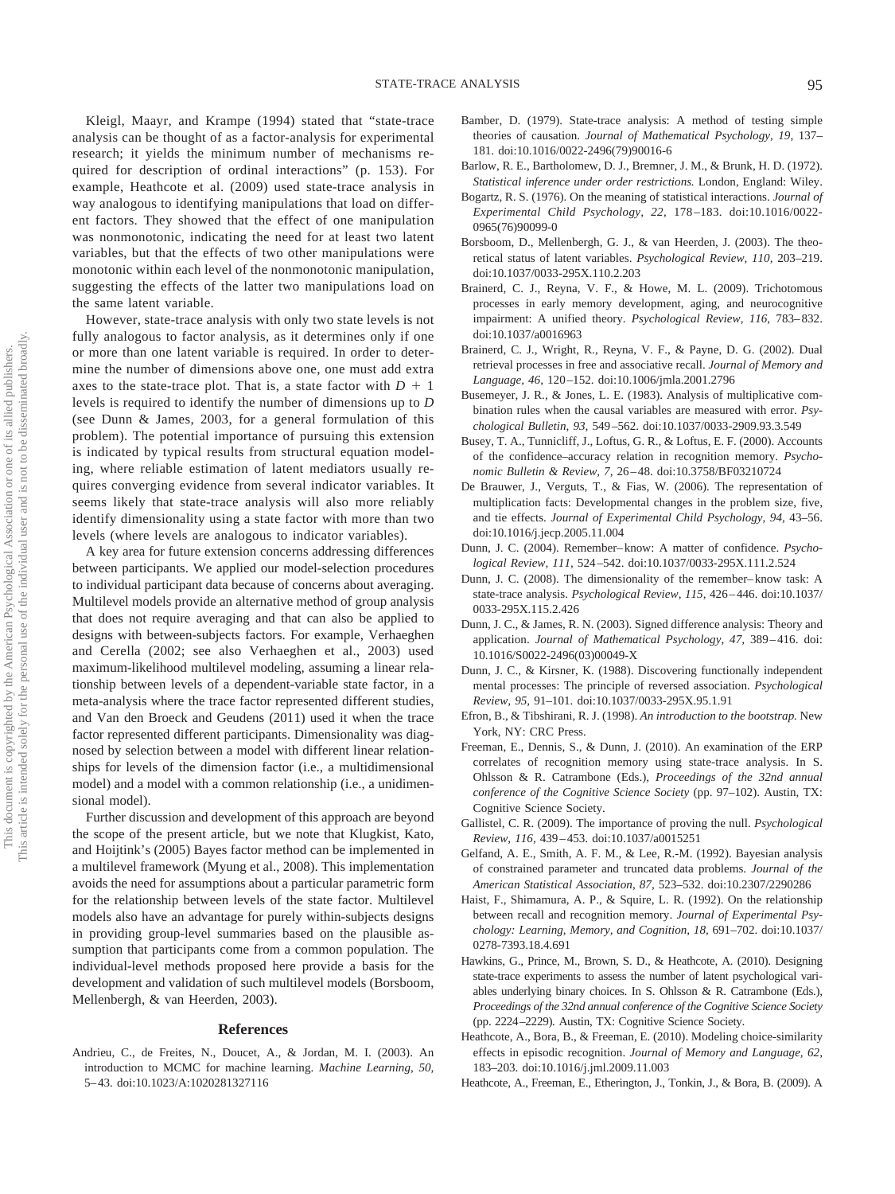Kleigl, Maayr, and Krampe (1994) stated that "state-trace analysis can be thought of as a factor-analysis for experimental research; it yields the minimum number of mechanisms required for description of ordinal interactions" (p. 153). For example, Heathcote et al. (2009) used state-trace analysis in way analogous to identifying manipulations that load on different factors. They showed that the effect of one manipulation was nonmonotonic, indicating the need for at least two latent variables, but that the effects of two other manipulations were monotonic within each level of the nonmonotonic manipulation, suggesting the effects of the latter two manipulations load on the same latent variable.

However, state-trace analysis with only two state levels is not fully analogous to factor analysis, as it determines only if one or more than one latent variable is required. In order to determine the number of dimensions above one, one must add extra axes to the state-trace plot. That is, a state factor with $D + 1$ levels is required to identify the number of dimensions up to $D$ (see Dunn & James, 2003, for a general formulation of this problem). The potential importance of pursuing this extension is indicated by typical results from structural equation modeling, where reliable estimation of latent mediators usually requires converging evidence from several indicator variables. It seems likely that state-trace analysis will also more reliably identify dimensionality using a state factor with more than two levels (where levels are analogous to indicator variables).

A key area for future extension concerns addressing differences between participants. We applied our model-selection procedures to individual participant data because of concerns about averaging. Multilevel models provide an alternative method of group analysis that does not require averaging and that can also be applied to designs with between-subjects factors. For example, Verhaeghen and Cerella (2002; see also Verhaeghen et al., 2003) used maximum-likelihood multilevel modeling, assuming a linear relationship between levels of a dependent-variable state factor, in a meta-analysis where the trace factor represented different studies, and Van den Broeck and Geudens (2011) used it when the trace factor represented different participants. Dimensionality was diagnosed by selection between a model with different linear relationships for levels of the dimension factor (i.e., a multidimensional model) and a model with a common relationship (i.e., a unidimensional model).

Further discussion and development of this approach are beyond the scope of the present article, but we note that Klugkist, Kato, and Hoijtink's (2005) Bayes factor method can be implemented in a multilevel framework (Myung et al., 2008). This implementation avoids the need for assumptions about a particular parametric form for the relationship between levels of the state factor. Multilevel models also have an advantage for purely within-subjects designs in providing group-level summaries based on the plausible assumption that participants come from a common population. The individual-level methods proposed here provide a basis for the development and validation of such multilevel models (Borsboom, Mellenbergh, & van Heerden, 2003).

## References

Andrieu, C., de Freites, N., Doucet, A., & Jordan, M. I. (2003). An introduction to MCMC for machine learning. *Machine Learning, 50,* 5–43. doi:10.1023/A:1020281327116

Bamber, D. (1979). State-trace analysis: A method of testing simple theories of causation. *Journal of Mathematical Psychology, 19,* 137–181. doi:10.1016/0022-2496(79)90016-6

Barlow, R. E., Bartholomew, D. J., Bremner, J. M., & Brunk, H. D. (1972). *Statistical inference under order restrictions.* London, England: Wiley.

Bogartz, R. S. (1976). On the meaning of statistical interactions. *Journal of Experimental Child Psychology, 22,* 178–183. doi:10.1016/0022-0965(76)90099-0

Borsboom, D., Mellenbergh, G. J., & van Heerden, J. (2003). The theoretical status of latent variables. *Psychological Review, 110,* 203–219. doi:10.1037/0033-295X.110.2.203

Brainerd, C. J., Reyna, V. F., & Howe, M. L. (2009). Trichotomous processes in early memory development, aging, and neurocognitive impairment: A unified theory. *Psychological Review, 116,* 783–832. doi:10.1037/a0016963

Brainerd, C. J., Wright, R., Reyna, V. F., & Payne, D. G. (2002). Dual retrieval processes in free and associative recall. *Journal of Memory and Language, 46,* 120–152. doi:10.1006/jmla.2001.2796

Busemeyer, J. R., & Jones, L. E. (1983). Analysis of multiplicative combination rules when the causal variables are measured with error. *Psychological Bulletin, 93,* 549–562. doi:10.1037/0033-2909.93.3.549

Busey, T. A., Tunnicliff, J., Loftus, G. R., & Loftus, E. F. (2000). Accounts of the confidence–accuracy relation in recognition memory. *Psychonomic Bulletin & Review, 7,* 26–48. doi:10.3758/BF03210724

De Brauwer, J., Verguts, T., & Fias, W. (2006). The representation of multiplication facts: Developmental changes in the problem size, five, and tie effects. *Journal of Experimental Child Psychology, 94,* 43–56. doi:10.1016/j.jecp.2005.11.004

Dunn, J. C. (2004). Remember–know: A matter of confidence. *Psychological Review, 111,* 524–542. doi:10.1037/0033-295X.111.2.524

Dunn, J. C. (2008). The dimensionality of the remember–know task: A state-trace analysis. *Psychological Review, 115,* 426–446. doi:10.1037/0033-295X.115.2.426

Dunn, J. C., & James, R. N. (2003). Signed difference analysis: Theory and application. *Journal of Mathematical Psychology, 47,* 389–416. doi:10.1016/S0022-2496(03)00049-X

Dunn, J. C., & Kirsner, K. (1988). Discovering functionally independent mental processes: The principle of reversed association. *Psychological Review, 95,* 91–101. doi:10.1037/0033-295X.95.1.91

Efron, B., & Tibshirani, R. J. (1998). *An introduction to the bootstrap.* New York, NY: CRC Press.

Freeman, E., Dennis, S., & Dunn, J. (2010). An examination of the ERP correlates of recognition memory using state-trace analysis. In S. Ohlsson & R. Catrambone (Eds.), *Proceedings of the 32nd annual conference of the Cognitive Science Society* (pp. 97–102). Austin, TX: Cognitive Science Society.

Gallistel, C. R. (2009). The importance of proving the null. *Psychological Review, 116,* 439–453. doi:10.1037/a0015251

Gelfand, A. E., Smith, A. F. M., & Lee, R.-M. (1992). Bayesian analysis of constrained parameter and truncated data problems. *Journal of the American Statistical Association, 87,* 523–532. doi:10.2307/2290286

Haist, F., Shimamura, A. P., & Squire, L. R. (1992). On the relationship between recall and recognition memory. *Journal of Experimental Psychology: Learning, Memory, and Cognition, 18,* 691–702. doi:10.1037/0278-7393.18.4.691

Hawkins, G., Prince, M., Brown, S. D., & Heathcote, A. (2010). Designing state-trace experiments to assess the number of latent psychological variables underlying binary choices. In S. Ohlsson & R. Catrambone (Eds.), *Proceedings of the 32nd annual conference of the Cognitive Science Society* (pp. 2224–2229). Austin, TX: Cognitive Science Society.

Heathcote, A., Bora, B., & Freeman, E. (2010). Modeling choice-similarity effects in episodic recognition. *Journal of Memory and Language, 62,* 183–203. doi:10.1016/j.jml.2009.11.003

Heathcote, A., Freeman, E., Etherington, J., Tonkin, J., & Bora, B. (2009). A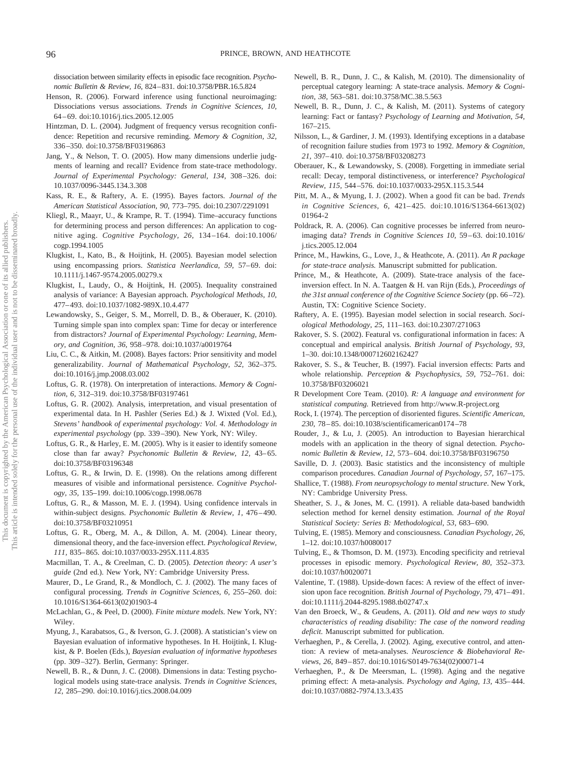dissociation between similarity effects in episodic face recognition. *Psychonomic Bulletin & Review, 16,* 824–831. doi:10.3758/PBR.16.5.824

Henson, R. (2006). Forward inference using functional neuroimaging: Dissociations versus associations. *Trends in Cognitive Sciences, 10,* 64–69. doi:10.1016/j.tics.2005.12.005

Hintzman, D. L. (2004). Judgment of frequency versus recognition confidence: Repetition and recursive reminding. *Memory & Cognition, 32,* 336–350. doi:10.3758/BF03196863

Jang, Y., & Nelson, T. O. (2005). How many dimensions underlie judgments of learning and recall? Evidence from state-trace methodology. *Journal of Experimental Psychology: General, 134,* 308–326. doi:10.1037/0096-3445.134.3.308

Kass, R. E., & Raftery, A. E. (1995). Bayes factors. *Journal of the American Statistical Association, 90,* 773–795. doi:10.2307/2291091

Kliegl, R., Maayr, U., & Krampe, R. T. (1994). Time–accuracy functions for determining process and person differences: An application to cognitive aging. *Cognitive Psychology, 26,* 134–164. doi:10.1006/cogp.1994.1005

Klugkist, I., Kato, B., & Hoijtink, H. (2005). Bayesian model selection using encompassing priors. *Statistica Neerlandica, 59,* 57–69. doi:10.1111/j.1467-9574.2005.00279.x

Klugkist, I., Laudy, O., & Hoijtink, H. (2005). Inequality constrained analysis of variance: A Bayesian approach. *Psychological Methods, 10,* 477–493. doi:10.1037/1082-989X.10.4.477

Lewandowsky, S., Geiger, S. M., Morrell, D. B., & Oberauer, K. (2010). Turning simple span into complex span: Time for decay or interference from distractors? *Journal of Experimental Psychology: Learning, Memory, and Cognition, 36,* 958–978. doi:10.1037/a0019764

Liu, C. C., & Aitkin, M. (2008). Bayes factors: Prior sensitivity and model generalizability. *Journal of Mathematical Psychology, 52,* 362–375. doi:10.1016/j.jmp.2008.03.002

Loftus, G. R. (1978). On interpretation of interactions. *Memory & Cognition, 6,* 312–319. doi:10.3758/BF03197461

Loftus, G. R. (2002). Analysis, interpretation, and visual presentation of experimental data. In H. Pashler (Series Ed.) & J. Wixted (Vol. Ed.), *Stevens' handbook of experimental psychology: Vol. 4. Methodology in experimental psychology* (pp. 339–390). New York, NY: Wiley.

Loftus, G. R., & Harley, E. M. (2005). Why is it easier to identify someone close than far away? *Psychonomic Bulletin & Review, 12,* 43–65. doi:10.3758/BF03196348

Loftus, G. R., & Irwin, D. E. (1998). On the relations among different measures of visible and informational persistence. *Cognitive Psychology, 35,* 135–199. doi:10.1006/cogp.1998.0678

Loftus, G. R., & Masson, M. E. J. (1994). Using confidence intervals in within-subject designs. *Psychonomic Bulletin & Review, 1,* 476–490. doi:10.3758/BF03210951

Loftus, G. R., Oberg, M. A., & Dillon, A. M. (2004). Linear theory, dimensional theory, and the face-inversion effect. *Psychological Review, 111,* 835–865. doi:10.1037/0033-295X.111.4.835

Macmillan, T. A., & Creelman, C. D. (2005). *Detection theory: A user's guide* (2nd ed.). New York, NY: Cambridge University Press.

Maurer, D., Le Grand, R., & Mondloch, C. J. (2002). The many faces of configural processing. *Trends in Cognitive Sciences, 6,* 255–260. doi:10.1016/S1364-6613(02)01903-4

McLachlan, G., & Peel, D. (2000). *Finite mixture models.* New York, NY: Wiley.

Myung, J., Karabatsos, G., & Iverson, G. J. (2008). A statistician's view on Bayesian evaluation of informative hypotheses. In H. Hoijtink, I. Klugkist, & P. Boelen (Eds.), *Bayesian evaluation of informative hypotheses* (pp. 309–327). Berlin, Germany: Springer.

Newell, B. R., & Dunn, J. C. (2008). Dimensions in data: Testing psychological models using state-trace analysis. *Trends in Cognitive Sciences, 12,* 285–290. doi:10.1016/j.tics.2008.04.009

Newell, B. R., Dunn, J. C., & Kalish, M. (2010). The dimensionality of perceptual category learning: A state-trace analysis. *Memory & Cognition, 38,* 563–581. doi:10.3758/MC.38.5.563

Newell, B. R., Dunn, J. C., & Kalish, M. (2011). Systems of category learning: Fact or fantasy? *Psychology of Learning and Motivation, 54,* 167–215.

Nilsson, L., & Gardiner, J. M. (1993). Identifying exceptions in a database of recognition failure studies from 1973 to 1992. *Memory & Cognition, 21,* 397–410. doi:10.3758/BF03208273

Oberauer, K., & Lewandowsky, S. (2008). Forgetting in immediate serial recall: Decay, temporal distinctiveness, or interference? *Psychological Review, 115,* 544–576. doi:10.1037/0033-295X.115.3.544

Pitt, M. A., & Myung, I. J. (2002). When a good fit can be bad. *Trends in Cognitive Sciences, 6,* 421–425. doi:10.1016/S1364-6613(02)01964-2

Poldrack, R. A. (2006). Can cognitive processes be inferred from neuroimaging data? *Trends in Cognitive Sciences 10,* 59–63. doi:10.1016/j.tics.2005.12.004

Prince, M., Hawkins, G., Love, J., & Heathcote, A. (2011). *An R package for state-trace analysis.* Manuscript submitted for publication.

Prince, M., & Heathcote, A. (2009). State-trace analysis of the face-inversion effect. In N. A. Taatgen & H. van Rijn (Eds.), *Proceedings of the 31st annual conference of the Cognitive Science Society* (pp. 66–72). Austin, TX: Cognitive Science Society.

Raftery, A. E. (1995). Bayesian model selection in social research. *Sociological Methodology, 25,* 111–163. doi:10.2307/271063

Rakover, S. S. (2002). Featural vs. configurational information in faces: A conceptual and empirical analysis. *British Journal of Psychology, 93,* 1–30. doi:10.1348/000712602162427

Rakover, S. S., & Teucher, B. (1997). Facial inversion effects: Parts and whole relationship. *Perception & Psychophysics, 59,* 752–761. doi:10.3758/BF03206021

R Development Core Team. (2010). *R: A language and environment for statistical computing.* Retrieved from http://www.R-project.org

Rock, I. (1974). The perception of disoriented figures. *Scientific American, 230,* 78–85. doi:10.1038/scientificamerican0174–78

Rouder, J., & Lu, J. (2005). An introduction to Bayesian hierarchical models with an application in the theory of signal detection. *Psychonomic Bulletin & Review, 12,* 573–604. doi:10.3758/BF03196750

Saville, D. J. (2003). Basic statistics and the inconsistency of multiple comparison procedures. *Canadian Journal of Psychology, 57,* 167–175.

Shallice, T. (1988). *From neuropsychology to mental structure*. New York, NY: Cambridge University Press.

Sheather, S. J., & Jones, M. C. (1991). A reliable data-based bandwidth selection method for kernel density estimation. *Journal of the Royal Statistical Society: Series B: Methodological, 53,* 683–690.

Tulving, E. (1985). Memory and consciousness. *Canadian Psychology, 26,* 1–12. doi:10.1037/h0080017

Tulving, E., & Thomson, D. M. (1973). Encoding specificity and retrieval processes in episodic memory. *Psychological Review, 80,* 352–373. doi:10.1037/h0020071

Valentine, T. (1988). Upside-down faces: A review of the effect of inversion upon face recognition. *British Journal of Psychology, 79,* 471–491. doi:10.1111/j.2044-8295.1988.tb02747.x

Van den Broeck, W., & Geudens, A. (2011). *Old and new ways to study characteristics of reading disability: The case of the nonword reading deficit.* Manuscript submitted for publication.

Verhaeghen, P., & Cerella, J. (2002). Aging, executive control, and attention: A review of meta-analyses. *Neuroscience & Biobehavioral Reviews, 26,* 849–857. doi:10.1016/S0149-7634(02)00071-4

Verhaeghen, P., & De Meersman, L. (1998). Aging and the negative priming effect: A meta-analysis. *Psychology and Aging, 13,* 435–444. doi:10.1037/0882-7974.13.3.435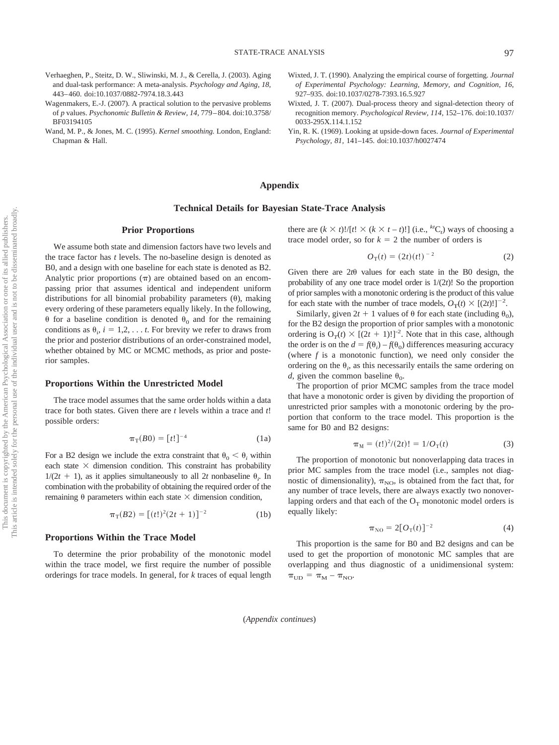Verhaeghen, P., Steitz, D. W., Sliwinski, M. J., & Cerella, J. (2003). Aging and dual-task performance: A meta-analysis. *Psychology and Aging, 18,* 443–460. doi:10.1037/0882-7974.18.3.443

Wagenmakers, E.-J. (2007). A practical solution to the pervasive problems of *p* values. *Psychonomic Bulletin & Review, 14,* 779–804. doi:10.3758/BF03194105

Wand, M. P., & Jones, M. C. (1995). *Kernel smoothing.* London, England: Chapman & Hall.

Wixted, J. T. (1990). Analyzing the empirical course of forgetting. *Journal of Experimental Psychology: Learning, Memory, and Cognition, 16,* 927–935. doi:10.1037/0278-7393.16.5.927

Wixted, J. T. (2007). Dual-process theory and signal-detection theory of recognition memory. *Psychological Review, 114,* 152–176. doi:10.1037/0033-295X.114.1.152

Yin, R. K. (1969). Looking at upside-down faces. *Journal of Experimental Psychology, 81,* 141–145. doi:10.1037/h0027474

# Appendix

## Technical Details for Bayesian State-Trace Analysis

### Prior Proportions

We assume both state and dimension factors have two levels and the trace factor has $t$ levels. The no-baseline design is denoted as B0, and a design with one baseline for each state is denoted as B2. Analytic prior proportions ($\pi$) are obtained based on an encompassing prior that assumes identical and independent uniform distributions for all binomial probability parameters ($\theta$), making every ordering of these parameters equally likely. In the following, $\theta$ for a baseline condition is denoted $\theta_0$ and for the remaining conditions as $\theta_i$, $i = 1,2, \ldots t$. For brevity we refer to draws from the prior and posterior distributions of an order-constrained model, whether obtained by MC or MCMC methods, as prior and posterior samples.

### Proportions Within the Unrestricted Model

The trace model assumes that the same order holds within a data trace for both states. Given there are $t$ levels within a trace and $t!$ possible orders:

$$\pi_T(B0) = [t!]^{-4} \tag{1a}$$

For a B2 design we include the extra constraint that $\theta_0 < \theta_i$ within each state $\times$ dimension condition. This constraint has probability $1/(2t + 1)$, as it applies simultaneously to all $2t$ nonbaseline $\theta_i$. In combination with the probability of obtaining the required order of the remaining $\theta$ parameters within each state $\times$ dimension condition,

$$\pi_T(B2) = [(t!)^2(2t + 1)]^{-2} \tag{1b}$$

### Proportions Within the Trace Model

To determine the prior probability of the monotonic model within the trace model, we first require the number of possible orderings for trace models. In general, for $k$ traces of equal length there are $(k \times t)!/[t! \times (k \times t - t)!]$ (i.e., ${}^{kt}C_t$) ways of choosing a trace model order, so for $k = 2$ the number of orders is

$$O_T(t) = (2t)(t!)^{-2} \tag{2}$$

Given there are $2t\theta$ values for each state in the B0 design, the probability of any one trace model order is $1/(2t)!$ So the proportion of prior samples with a monotonic ordering is the product of this value for each state with the number of trace models, $O_T(t) \times [(2t)!]^{-2}$.

Similarly, given $2t + 1$ values of $\theta$ for each state (including $\theta_0$), for the B2 design the proportion of prior samples with a monotonic ordering is $O_T(t) \times [(2t + 1)!]^{-2}$. Note that in this case, although the order is on the $d = f(\theta_i) - f(\theta_0)$ differences measuring accuracy (where $f$ is a monotonic function), we need only consider the ordering on the $\theta_i$, as this necessarily entails the same ordering on $d$, given the common baseline $\theta_0$.

The proportion of prior MCMC samples from the trace model that have a monotonic order is given by dividing the proportion of unrestricted prior samples with a monotonic ordering by the proportion that conform to the trace model. This proportion is the same for B0 and B2 designs:

$$\pi_M = (t!)^2/(2t)! = 1/O_T(t) \tag{3}$$

The proportion of monotonic but nonoverlapping data traces in prior MC samples from the trace model (i.e., samples not diagnostic of dimensionality), $\pi_{NO}$, is obtained from the fact that, for any number of trace levels, there are always exactly two nonoverlapping orders and that each of the $O_T$ monotonic model orders is equally likely:

$$\pi_{NO} = 2[O_T(t)]^{-2} \tag{4}$$

This proportion is the same for B0 and B2 designs and can be used to get the proportion of monotonic MC samples that are overlapping and thus diagnostic of a unidimensional system: $\pi_{UD} = \pi_M - \pi_{NO}$.

(*Appendix continues*)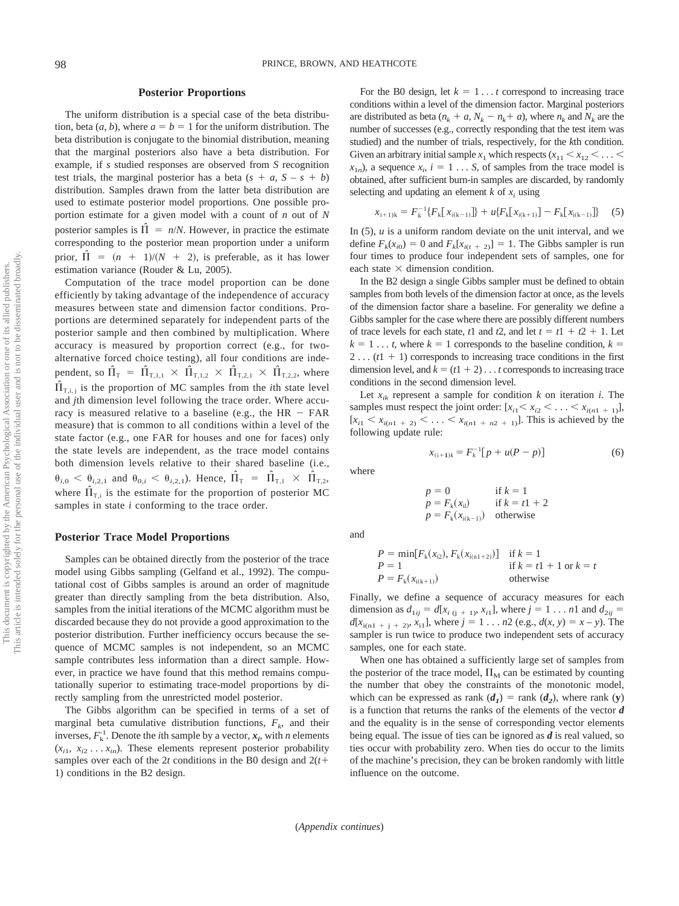## Posterior Proportions

The uniform distribution is a special case of the beta distribution, beta $(a, b)$, where $a = b = 1$ for the uniform distribution. The beta distribution is conjugate to the binomial distribution, meaning that the marginal posteriors also have a beta distribution. For example, if $s$ studied responses are observed from $S$ recognition test trials, the marginal posterior has a beta $(s + a, S - s + b)$ distribution. Samples drawn from the latter beta distribution are used to estimate posterior model proportions. One possible proportion estimate for a given model with a count of $n$ out of $N$ posterior samples is $\hat{\Pi} = n/N$. However, in practice the estimate corresponding to the posterior mean proportion under a uniform prior, $\hat{\Pi} = (n + 1)/(N + 2)$, is preferable, as it has lower estimation variance (Rouder & Lu, 2005).

Computation of the trace model proportion can be done efficiently by taking advantage of the independence of accuracy measures between state and dimension factor conditions. Proportions are determined separately for independent parts of the posterior sample and then combined by multiplication. Where accuracy is measured by proportion correct (e.g., for two-alternative forced choice testing), all four conditions are independent, so $\hat{\Pi}_T = \hat{\Pi}_{T,1,1} \times \hat{\Pi}_{T,1,2} \times \hat{\Pi}_{T,2,1} \times \hat{\Pi}_{T,2,2}$, where $\hat{\Pi}_{T,i,j}$ is the proportion of MC samples from the $i$th state level and $j$th dimension level following the trace order. Where accuracy is measured relative to a baseline (e.g., the HR − FAR measure) that is common to all conditions within a level of the state factor (e.g., one FAR for houses and one for faces) only the state levels are independent, as the trace model contains both dimension levels relative to their shared baseline (i.e., $\theta_{i,0} < \theta_{i,2,1}$ and $\theta_{0,i} < \theta_{i,2,1}$). Hence, $\hat{\Pi}_T = \hat{\Pi}_{T,1} \times \hat{\Pi}_{T,2}$, where $\hat{\Pi}_{T,i}$ is the estimate for the proportion of posterior MC samples in state $i$ conforming to the trace order.

## Posterior Trace Model Proportions

Samples can be obtained directly from the posterior of the trace model using Gibbs sampling (Gelfand et al., 1992). The computational cost of Gibbs samples is around an order of magnitude greater than directly sampling from the beta distribution. Also, samples from the initial iterations of the MCMC algorithm must be discarded because they do not provide a good approximation to the posterior distribution. Further inefficiency occurs because the sequence of MCMC samples is not independent, so an MCMC sample contributes less information than a direct sample. However, in practice we have found that this method remains computationally superior to estimating trace-model proportions by directly sampling from the unrestricted model posterior.

The Gibbs algorithm can be specified in terms of a set of marginal beta cumulative distribution functions, $F_k$, and their inverses, $F_k^{-1}$. Denote the $i$th sample by a vector, $\boldsymbol{x_i}$, with $n$ elements $(x_{i1}, x_{i2} \ldots x_{in})$. These elements represent posterior probability samples over each of the $2t$ conditions in the B0 design and $2(t+1)$ conditions in the B2 design.

For the B0 design, let $k = 1 \ldots t$ correspond to increasing trace conditions within a level of the dimension factor. Marginal posteriors are distributed as beta $(n_k + a, N_k - n_k + a)$, where $n_k$ and $N_k$ are the number of successes (e.g., correctly responding that the test item was studied) and the number of trials, respectively, for the $k$th condition. Given an arbitrary initial sample $x_1$ which respects $(x_{11} < x_{12} < \ldots < x_{1n})$, a sequence $x_i$, $i = 1 \ldots S$, of samples from the trace model is obtained, after sufficient burn-in samples are discarded, by randomly selecting and updating an element $k$ of $x_i$ using

$$x_{(i+1)k} = F_k^{-1}\{F_k[x_{i(k-1)}]\} + u\{F_k[x_{i(k+1)}] - F_k[x_{i(k-1)}]\} \quad (5)$$

In (5), $u$ is a uniform random deviate on the unit interval, and we define $F_k(x_{i0}) = 0$ and $F_k[x_{i(t+2)}] = 1$. The Gibbs sampler is run four times to produce four independent sets of samples, one for each state × dimension condition.

In the B2 design a single Gibbs sampler must be defined to obtain samples from both levels of the dimension factor at once, as the levels of the dimension factor share a baseline. For generality we define a Gibbs sampler for the case where there are possibly different numbers of trace levels for each state, $t1$ and $t2$, and let $t = t1 + t2 + 1$. Let $k = 1 \ldots t$, where $k = 1$ corresponds to the baseline condition, $k = 2 \ldots (t1 + 1)$ corresponds to increasing trace conditions in the first dimension level, and $k = (t1 + 2) \ldots t$ corresponds to increasing trace conditions in the second dimension level.

Let $x_{ik}$ represent a sample for condition $k$ on iteration $i$. The samples must respect the joint order: $[x_{i1} < x_{i2} < \ldots < x_{i(n1+1)}]$, $[x_{i1} < x_{i(n1+2)} < \ldots < x_{i(n1+n2+1)}]$. This is achieved by the following update rule:

$$x_{(i+1)k} = F_k^{-1}[p + u(P - p)] \quad (6)$$

where

$$\begin{aligned} p &= 0 && \text{if } k = 1 \\ p &= F_k(x_{i1}) && \text{if } k = t1 + 2 \\ p &= F_k(x_{i(k-1)}) && \text{otherwise} \end{aligned}$$

and

$$\begin{aligned} P &= \min[F_k(x_{i2}), F_k(x_{i(n1+2)})] && \text{if } k = 1 \\ P &= 1 && \text{if } k = t1 + 1 \text{ or } k = t \\ P &= F_k(x_{i(k+1)}) && \text{otherwise} \end{aligned}$$

Finally, we define a sequence of accuracy measures for each dimension as $d_{1ij} = d[x_{i(j+1)}, x_{i1}]$, where $j = 1 \ldots n1$ and $d_{2ij} = d[x_{i(n1+j+2)}, x_{i1}]$, where $j = 1 \ldots n2$ (e.g., $d(x, y) = x - y$). The sampler is run twice to produce two independent sets of accuracy samples, one for each state.

When one has obtained a sufficiently large set of samples from the posterior of the trace model, $\Pi_M$ can be estimated by counting the number that obey the constraints of the monotonic model, which can be expressed as rank $(\boldsymbol{d_1})$ = rank $(\boldsymbol{d_2})$, where rank $(\mathbf{y})$ is a function that returns the ranks of the elements of the vector $\boldsymbol{d}$ and the equality is in the sense of corresponding vector elements being equal. The issue of ties can be ignored as $\boldsymbol{d}$ is real valued, so ties occur with probability zero. When ties do occur to the limits of the machine's precision, they can be broken randomly with little influence on the outcome.

(*Appendix continues*)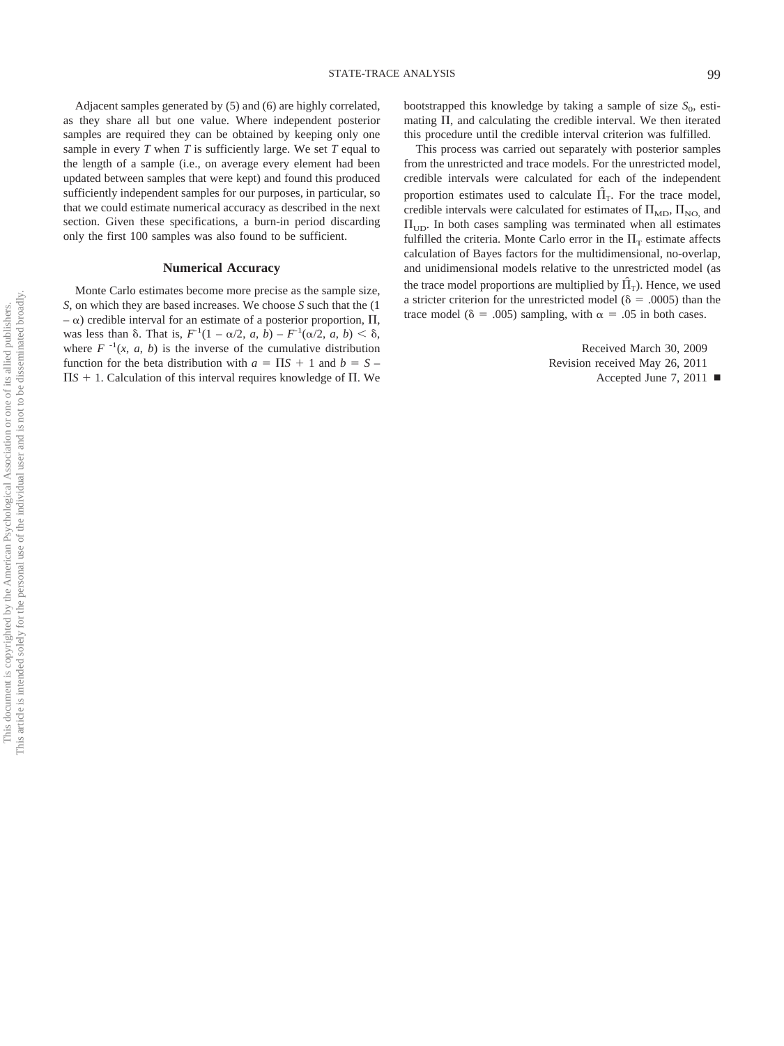Adjacent samples generated by (5) and (6) are highly correlated, as they share all but one value. Where independent posterior samples are required they can be obtained by keeping only one sample in every $T$ when $T$ is sufficiently large. We set $T$ equal to the length of a sample (i.e., on average every element had been updated between samples that were kept) and found this produced sufficiently independent samples for our purposes, in particular, so that we could estimate numerical accuracy as described in the next section. Given these specifications, a burn-in period discarding only the first 100 samples was also found to be sufficient.

## Numerical Accuracy

Monte Carlo estimates become more precise as the sample size, $S$, on which they are based increases. We choose $S$ such that the $(1 - \alpha)$ credible interval for an estimate of a posterior proportion, $\Pi$, was less than $\delta$. That is, $F^{-1}(1 - \alpha/2, a, b) - F^{-1}(\alpha/2, a, b) < \delta$, where $F^{-1}(x, a, b)$ is the inverse of the cumulative distribution function for the beta distribution with $a = \Pi S + 1$ and $b = S - \Pi S + 1$. Calculation of this interval requires knowledge of $\Pi$. We bootstrapped this knowledge by taking a sample of size $S_0$, estimating $\Pi$, and calculating the credible interval. We then iterated this procedure until the credible interval criterion was fulfilled.

This process was carried out separately with posterior samples from the unrestricted and trace models. For the unrestricted model, credible intervals were calculated for each of the independent proportion estimates used to calculate $\hat{\Pi}_T$. For the trace model, credible intervals were calculated for estimates of $\Pi_{MD}$, $\Pi_{NO,}$ and $\Pi_{UD}$. In both cases sampling was terminated when all estimates fulfilled the criteria. Monte Carlo error in the $\Pi_T$ estimate affects calculation of Bayes factors for the multidimensional, no-overlap, and unidimensional models relative to the unrestricted model (as the trace model proportions are multiplied by $\hat{\Pi}_T$). Hence, we used a stricter criterion for the unrestricted model ($\delta = .0005$) than the trace model ($\delta = .005$) sampling, with $\alpha = .05$ in both cases.

Received March 30, 2009
Revision received May 26, 2011
Accepted June 7, 2011 ■